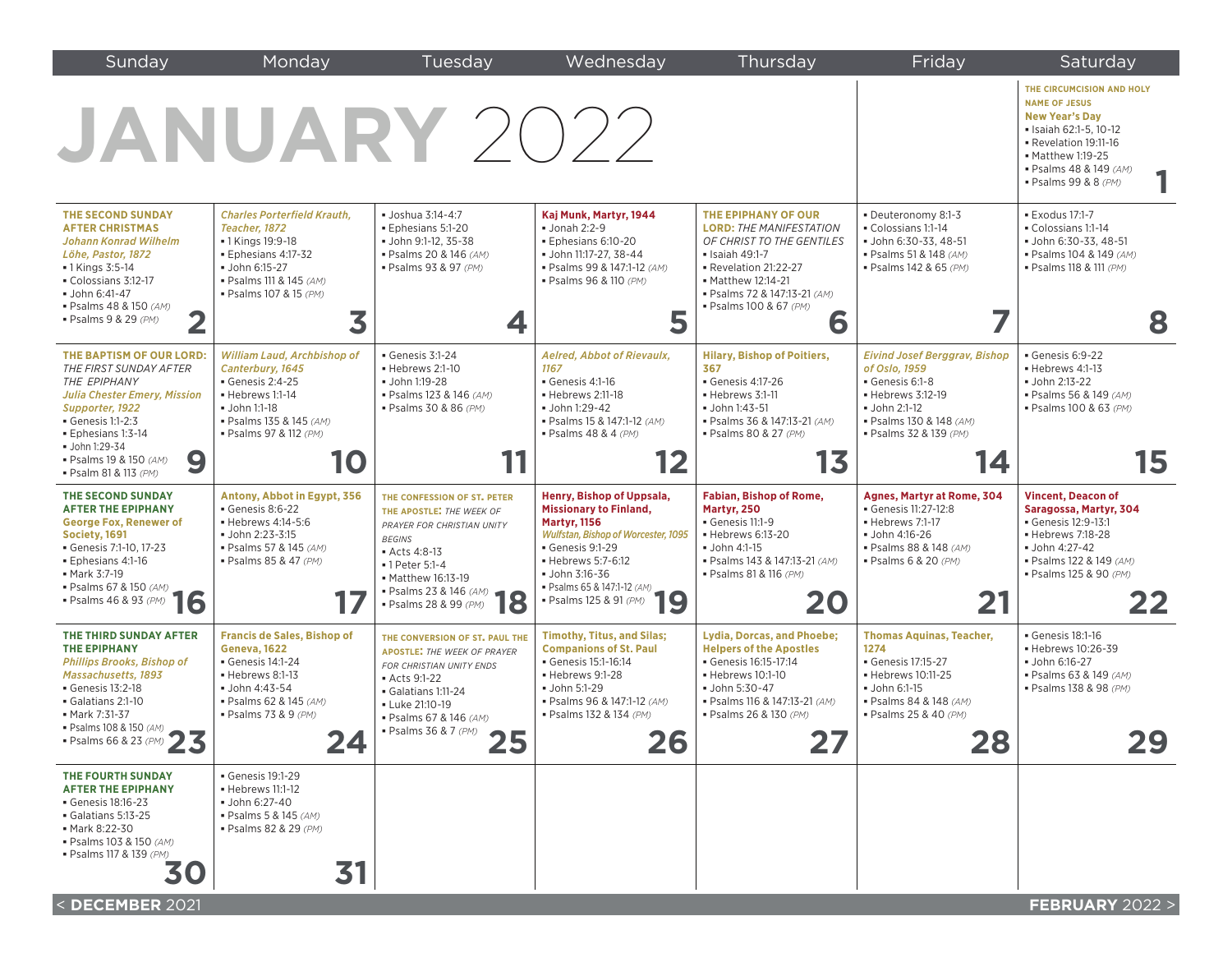# JANUARY 2022

| Sunday | Monday | Tuesday | Wednesday | Thursday | Friday | Saturday |
|---|---|---|---|---|---|---|
| | | | | | | **1** THE CIRCUMCISION AND HOLY NAME OF JESUS<br>**New Year's Day**<br>▪ Isaiah 62:1-5, 10-12<br>▪ Revelation 19:11-16<br>▪ Matthew 1:19-25<br>▪ Psalms 48 & 149 *(AM)*<br>▪ Psalms 99 & 8 *(PM)* |
| **2** **THE SECOND SUNDAY AFTER CHRISTMAS**<br>***Johann Konrad Wilhelm Löhe, Pastor, 1872***<br>▪ 1 Kings 3:5-14<br>▪ Colossians 3:12-17<br>▪ John 6:41-47<br>▪ Psalms 48 & 150 *(AM)*<br>▪ Psalms 9 & 29 *(PM)* | **3** ***Charles Porterfield Krauth, Teacher, 1872***<br>▪ 1 Kings 19:9-18<br>▪ Ephesians 4:17-32<br>▪ John 6:15-27<br>▪ Psalms 111 & 145 *(AM)*<br>▪ Psalms 107 & 15 *(PM)* | **4** ▪ Joshua 3:14-4:7<br>▪ Ephesians 5:1-20<br>▪ John 9:1-12, 35-38<br>▪ Psalms 20 & 146 *(AM)*<br>▪ Psalms 93 & 97 *(PM)* | **5** **Kaj Munk, Martyr, 1944**<br>▪ Jonah 2:2-9<br>▪ Ephesians 6:10-20<br>▪ John 11:17-27, 38-44<br>▪ Psalms 99 & 147:1-12 *(AM)*<br>▪ Psalms 96 & 110 *(PM)* | **6** **THE EPIPHANY OF OUR LORD:** *THE MANIFESTATION OF CHRIST TO THE GENTILES*<br>▪ Isaiah 49:1-7<br>▪ Revelation 21:22-27<br>▪ Matthew 12:14-21<br>▪ Psalms 72 & 147:13-21 *(AM)*<br>▪ Psalms 100 & 67 *(PM)* | **7** ▪ Deuteronomy 8:1-3<br>▪ Colossians 1:1-14<br>▪ John 6:30-33, 48-51<br>▪ Psalms 51 & 148 *(AM)*<br>▪ Psalms 142 & 65 *(PM)* | **8** ▪ Exodus 17:1-7<br>▪ Colossians 1:1-14<br>▪ John 6:30-33, 48-51<br>▪ Psalms 104 & 149 *(AM)*<br>▪ Psalms 118 & 111 *(PM)* |
| **9** **THE BAPTISM OF OUR LORD:** *THE FIRST SUNDAY AFTER THE EPIPHANY*<br>***Julia Chester Emery, Mission Supporter, 1922***<br>▪ Genesis 1:1-2:3<br>▪ Ephesians 1:3-14<br>▪ John 1:29-34<br>▪ Psalms 19 & 150 *(AM)*<br>▪ Psalm 81 & 113 *(PM)* | **10** ***William Laud, Archbishop of Canterbury, 1645***<br>▪ Genesis 2:4-25<br>▪ Hebrews 1:1-14<br>▪ John 1:1-18<br>▪ Psalms 135 & 145 *(AM)*<br>▪ Psalms 97 & 112 *(PM)* | **11** ▪ Genesis 3:1-24<br>▪ Hebrews 2:1-10<br>▪ John 1:19-28<br>▪ Psalms 123 & 146 *(AM)*<br>▪ Psalms 30 & 86 *(PM)* | **12** ***Aelred, Abbot of Rievaulx, 1167***<br>▪ Genesis 4:1-16<br>▪ Hebrews 2:11-18<br>▪ John 1:29-42<br>▪ Psalms 15 & 147:1-12 *(AM)*<br>▪ Psalms 48 & 4 *(PM)* | **13** **Hilary, Bishop of Poitiers, 367**<br>▪ Genesis 4:17-26<br>▪ Hebrews 3:1-11<br>▪ John 1:43-51<br>▪ Psalms 36 & 147:13-21 *(AM)*<br>▪ Psalms 80 & 27 *(PM)* | **14** ***Eivind Josef Berggrav, Bishop of Oslo, 1959***<br>▪ Genesis 6:1-8<br>▪ Hebrews 3:12-19<br>▪ John 2:1-12<br>▪ Psalms 130 & 148 *(AM)*<br>▪ Psalms 32 & 139 *(PM)* | **15** ▪ Genesis 6:9-22<br>▪ Hebrews 4:1-13<br>▪ John 2:13-22<br>▪ Psalms 56 & 149 *(AM)*<br>▪ Psalms 100 & 63 *(PM)* |
| **16** **THE SECOND SUNDAY AFTER THE EPIPHANY**<br>**George Fox, Renewer of Society, 1691**<br>▪ Genesis 7:1-10, 17-23<br>▪ Ephesians 4:1-16<br>▪ Mark 3:7-19<br>▪ Psalms 67 & 150 *(AM)*<br>▪ Psalms 46 & 93 *(PM)* | **17** **Antony, Abbot in Egypt, 356**<br>▪ Genesis 8:6-22<br>▪ Hebrews 4:14-5:6<br>▪ John 2:23-3:15<br>▪ Psalms 57 & 145 *(AM)*<br>▪ Psalms 85 & 47 *(PM)* | **18** **THE CONFESSION OF ST. PETER THE APOSTLE:** *THE WEEK OF PRAYER FOR CHRISTIAN UNITY BEGINS*<br>▪ Acts 4:8-13<br>▪ 1 Peter 5:1-4<br>▪ Matthew 16:13-19<br>▪ Psalms 23 & 146 *(AM)*<br>▪ Psalms 28 & 99 *(PM)* | **19** **Henry, Bishop of Uppsala, Missionary to Finland, Martyr, 1156**<br>***Wulfstan, Bishop of Worcester, 1095***<br>▪ Genesis 9:1-29<br>▪ Hebrews 5:7-6:12<br>▪ John 3:16-36<br>▪ Psalms 65 & 147:1-12 *(AM)*<br>▪ Psalms 125 & 91 *(PM)* | **20** **Fabian, Bishop of Rome, Martyr, 250**<br>▪ Genesis 11:1-9<br>▪ Hebrews 6:13-20<br>▪ John 4:1-15<br>▪ Psalms 143 & 147:13-21 *(AM)*<br>▪ Psalms 81 & 116 *(PM)* | **21** **Agnes, Martyr at Rome, 304**<br>▪ Genesis 11:27-12:8<br>▪ Hebrews 7:1-17<br>▪ John 4:16-26<br>▪ Psalms 88 & 148 *(AM)*<br>▪ Psalms 6 & 20 *(PM)* | **22** **Vincent, Deacon of Saragossa, Martyr, 304**<br>▪ Genesis 12:9-13:1<br>▪ Hebrews 7:18-28<br>▪ John 4:27-42<br>▪ Psalms 122 & 149 *(AM)*<br>▪ Psalms 125 & 90 *(PM)* |
| **23** **THE THIRD SUNDAY AFTER THE EPIPHANY**<br>***Phillips Brooks, Bishop of Massachusetts, 1893***<br>▪ Genesis 13:2-18<br>▪ Galatians 2:1-10<br>▪ Mark 7:31-37<br>▪ Psalms 108 & 150 *(AM)*<br>▪ Psalms 66 & 23 *(PM)* | **24** **Francis de Sales, Bishop of Geneva, 1622**<br>▪ Genesis 14:1-24<br>▪ Hebrews 8:1-13<br>▪ John 4:43-54<br>▪ Psalms 62 & 145 *(AM)*<br>▪ Psalms 73 & 9 *(PM)* | **25** **THE CONVERSION OF ST. PAUL THE APOSTLE:** *THE WEEK OF PRAYER FOR CHRISTIAN UNITY ENDS*<br>▪ Acts 9:1-22<br>▪ Galatians 1:11-24<br>▪ Luke 21:10-19<br>▪ Psalms 67 & 146 *(AM)*<br>▪ Psalms 36 & 7 *(PM)* | **26** **Timothy, Titus, and Silas; Companions of St. Paul**<br>▪ Genesis 15:1-16:14<br>▪ Hebrews 9:1-28<br>▪ John 5:1-29<br>▪ Psalms 96 & 147:1-12 *(AM)*<br>▪ Psalms 132 & 134 *(PM)* | **27** **Lydia, Dorcas, and Phoebe; Helpers of the Apostles**<br>▪ Genesis 16:15-17:14<br>▪ Hebrews 10:1-10<br>▪ John 5:30-47<br>▪ Psalms 116 & 147:13-21 *(AM)*<br>▪ Psalms 26 & 130 *(PM)* | **28** **Thomas Aquinas, Teacher, 1274**<br>▪ Genesis 17:15-27<br>▪ Hebrews 10:11-25<br>▪ John 6:1-15<br>▪ Psalms 84 & 148 *(AM)*<br>▪ Psalms 25 & 40 *(PM)* | **29** ▪ Genesis 18:1-16<br>▪ Hebrews 10:26-39<br>▪ John 6:16-27<br>▪ Psalms 63 & 149 *(AM)*<br>▪ Psalms 138 & 98 *(PM)* |
| **30** **THE FOURTH SUNDAY AFTER THE EPIPHANY**<br>▪ Genesis 18:16-23<br>▪ Galatians 5:13-25<br>▪ Mark 8:22-30<br>▪ Psalms 103 & 150 *(AM)*<br>▪ Psalms 117 & 139 *(PM)* | **31** ▪ Genesis 19:1-29<br>▪ Hebrews 11:1-12<br>▪ John 6:27-40<br>▪ Psalms 5 & 145 *(AM)*<br>▪ Psalms 82 & 29 *(PM)* | | | | | |

< **DECEMBER** 2021 | **FEBRUARY** 2022 >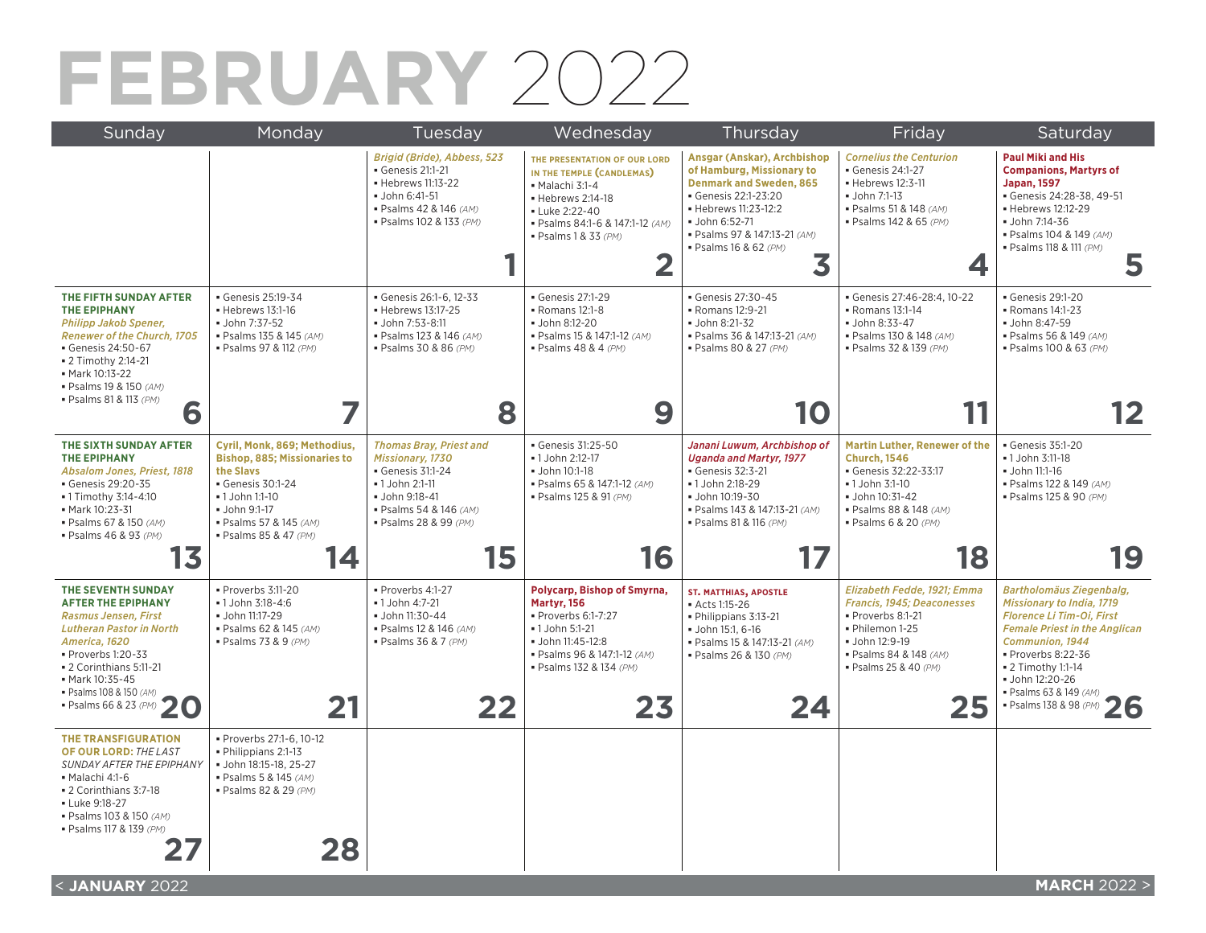# FEBRUARY 2022

| Sunday | Monday | Tuesday | Wednesday | Thursday | Friday | Saturday |
|---|---|---|---|---|---|---|
| | | **1** *Brigid (Bride), Abbess, 523* ▪ Genesis 21:1-21 ▪ Hebrews 11:13-22 ▪ John 6:41-51 ▪ Psalms 42 & 146 *(AM)* ▪ Psalms 102 & 133 *(PM)* | **2** **THE PRESENTATION OF OUR LORD IN THE TEMPLE (CANDLEMAS)** ▪ Malachi 3:1-4 ▪ Hebrews 2:14-18 ▪ Luke 2:22-40 ▪ Psalms 84:1-6 & 147:1-12 *(AM)* ▪ Psalms 1 & 33 *(PM)* | **3** **Ansgar (Anskar), Archbishop of Hamburg, Missionary to Denmark and Sweden, 865** ▪ Genesis 22:1-23:20 ▪ Hebrews 11:23-12:2 ▪ John 6:52-71 ▪ Psalms 97 & 147:13-21 *(AM)* ▪ Psalms 16 & 62 *(PM)* | **4** *Cornelius the Centurion* ▪ Genesis 24:1-27 ▪ Hebrews 12:3-11 ▪ John 7:1-13 ▪ Psalms 51 & 148 *(AM)* ▪ Psalms 142 & 65 *(PM)* | **5** **Paul Miki and His Companions, Martyrs of Japan, 1597** ▪ Genesis 24:28-38, 49-51 ▪ Hebrews 12:12-29 ▪ John 7:14-36 ▪ Psalms 104 & 149 *(AM)* ▪ Psalms 118 & 111 *(PM)* |
| **6** **THE FIFTH SUNDAY AFTER THE EPIPHANY** *Philipp Jakob Spener, Renewer of the Church, 1705* ▪ Genesis 24:50-67 ▪ 2 Timothy 2:14-21 ▪ Mark 10:13-22 ▪ Psalms 19 & 150 *(AM)* ▪ Psalms 81 & 113 *(PM)* | **7** ▪ Genesis 25:19-34 ▪ Hebrews 13:1-16 ▪ John 7:37-52 ▪ Psalms 135 & 145 *(AM)* ▪ Psalms 97 & 112 *(PM)* | **8** ▪ Genesis 26:1-6, 12-33 ▪ Hebrews 13:17-25 ▪ John 7:53-8:11 ▪ Psalms 123 & 146 *(AM)* ▪ Psalms 30 & 86 *(PM)* | **9** ▪ Genesis 27:1-29 ▪ Romans 12:1-8 ▪ John 8:12-20 ▪ Psalms 15 & 147:1-12 *(AM)* ▪ Psalms 48 & 4 *(PM)* | **10** ▪ Genesis 27:30-45 ▪ Romans 12:9-21 ▪ John 8:21-32 ▪ Psalms 36 & 147:13-21 *(AM)* ▪ Psalms 80 & 27 *(PM)* | **11** ▪ Genesis 27:46-28:4, 10-22 ▪ Romans 13:1-14 ▪ John 8:33-47 ▪ Psalms 130 & 148 *(AM)* ▪ Psalms 32 & 139 *(PM)* | **12** ▪ Genesis 29:1-20 ▪ Romans 14:1-23 ▪ John 8:47-59 ▪ Psalms 56 & 149 *(AM)* ▪ Psalms 100 & 63 *(PM)* |
| **13** **THE SIXTH SUNDAY AFTER THE EPIPHANY** *Absalom Jones, Priest, 1818* ▪ Genesis 29:20-35 ▪ 1 Timothy 3:14-4:10 ▪ Mark 10:23-31 ▪ Psalms 67 & 150 *(AM)* ▪ Psalms 46 & 93 *(PM)* | **14** **Cyril, Monk, 869; Methodius, Bishop, 885; Missionaries to the Slavs** ▪ Genesis 30:1-24 ▪ 1 John 1:1-10 ▪ John 9:1-17 ▪ Psalms 57 & 145 *(AM)* ▪ Psalms 85 & 47 *(PM)* | **15** *Thomas Bray, Priest and Missionary, 1730* ▪ Genesis 31:1-24 ▪ 1 John 2:1-11 ▪ John 9:18-41 ▪ Psalms 54 & 146 *(AM)* ▪ Psalms 28 & 99 *(PM)* | **16** ▪ Genesis 31:25-50 ▪ 1 John 2:12-17 ▪ John 10:1-18 ▪ Psalms 65 & 147:1-12 *(AM)* ▪ Psalms 125 & 91 *(PM)* | **17** ***Janani Luwum, Archbishop of Uganda and Martyr, 1977*** ▪ Genesis 32:3-21 ▪ 1 John 2:18-29 ▪ John 10:19-30 ▪ Psalms 143 & 147:13-21 *(AM)* ▪ Psalms 81 & 116 *(PM)* | **18** **Martin Luther, Renewer of the Church, 1546** ▪ Genesis 32:22-33:17 ▪ 1 John 3:1-10 ▪ John 10:31-42 ▪ Psalms 88 & 148 *(AM)* ▪ Psalms 6 & 20 *(PM)* | **19** ▪ Genesis 35:1-20 ▪ 1 John 3:11-18 ▪ John 11:1-16 ▪ Psalms 122 & 149 *(AM)* ▪ Psalms 125 & 90 *(PM)* |
| **20** **THE SEVENTH SUNDAY AFTER THE EPIPHANY** *Rasmus Jensen, First Lutheran Pastor in North America, 1620* ▪ Proverbs 1:20-33 ▪ 2 Corinthians 5:11-21 ▪ Mark 10:35-45 ▪ Psalms 108 & 150 *(AM)* ▪ Psalms 66 & 23 *(PM)* | **21** ▪ Proverbs 3:11-20 ▪ 1 John 3:18-4:6 ▪ John 11:17-29 ▪ Psalms 62 & 145 *(AM)* ▪ Psalms 73 & 9 *(PM)* | **22** ▪ Proverbs 4:1-27 ▪ 1 John 4:7-21 ▪ John 11:30-44 ▪ Psalms 12 & 146 *(AM)* ▪ Psalms 36 & 7 *(PM)* | **23** **Polycarp, Bishop of Smyrna, Martyr, 156** ▪ Proverbs 6:1-7:27 ▪ 1 John 5:1-21 ▪ John 11:45-12:8 ▪ Psalms 96 & 147:1-12 *(AM)* ▪ Psalms 132 & 134 *(PM)* | **24** **ST. MATTHIAS, APOSTLE** ▪ Acts 1:15-26 ▪ Philippians 3:13-21 ▪ John 15:1, 6-16 ▪ Psalms 15 & 147:13-21 *(AM)* ▪ Psalms 26 & 130 *(PM)* | **25** *Elizabeth Fedde, 1921; Emma Francis, 1945; Deaconesses* ▪ Proverbs 8:1-21 ▪ Philemon 1-25 ▪ John 12:9-19 ▪ Psalms 84 & 148 *(AM)* ▪ Psalms 25 & 40 *(PM)* | **26** *Bartholomäus Ziegenbalg, Missionary to India, 1719* *Florence Li Tim-Oi, First Female Priest in the Anglican Communion, 1944* ▪ Proverbs 8:22-36 ▪ 2 Timothy 1:1-14 ▪ John 12:20-26 ▪ Psalms 63 & 149 *(AM)* ▪ Psalms 138 & 98 *(PM)* |
| **27** **THE TRANSFIGURATION OF OUR LORD:** *THE LAST SUNDAY AFTER THE EPIPHANY* ▪ Malachi 4:1-6 ▪ 2 Corinthians 3:7-18 ▪ Luke 9:18-27 ▪ Psalms 103 & 150 *(AM)* ▪ Psalms 117 & 139 *(PM)* | **28** ▪ Proverbs 27:1-6, 10-12 ▪ Philippians 2:1-13 ▪ John 18:15-18, 25-27 ▪ Psalms 5 & 145 *(AM)* ▪ Psalms 82 & 29 *(PM)* | | | | | |

< **JANUARY** 2022 **MARCH** 2022 >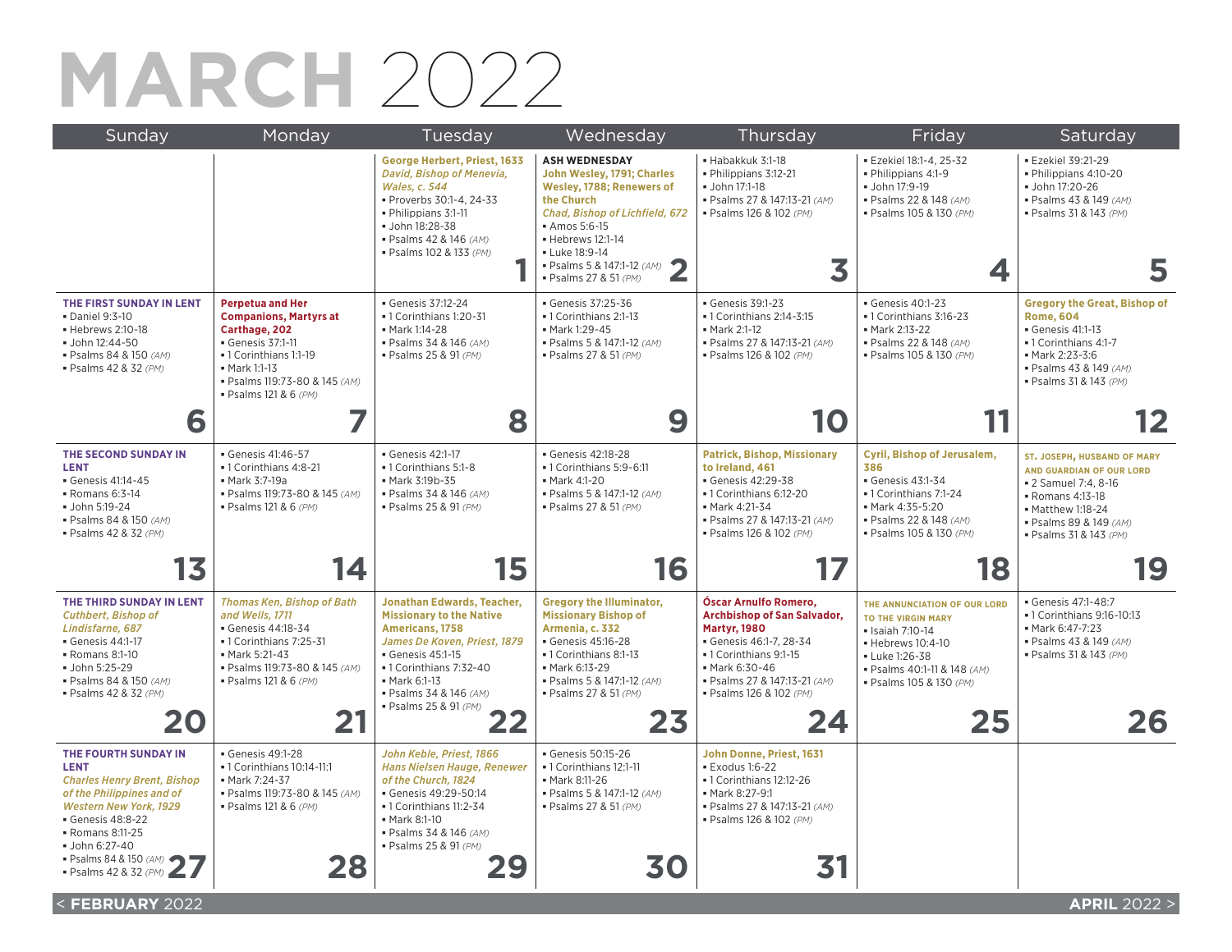# MARCH 2022

| Sunday | Monday | Tuesday | Wednesday | Thursday | Friday | Saturday |
|---|---|---|---|---|---|---|
| | | **George Herbert, Priest, 1633**<br>*David, Bishop of Menevia, Wales, c. 544*<br>▪ Proverbs 30:1-4, 24-33<br>▪ Philippians 3:1-11<br>▪ John 18:28-38<br>▪ Psalms 42 & 146 *(AM)*<br>▪ Psalms 102 & 133 *(PM)*<br>**1** | **ASH WEDNESDAY**<br>**John Wesley, 1791; Charles Wesley, 1788; Renewers of the Church**<br>*Chad, Bishop of Lichfield, 672*<br>▪ Amos 5:6-15<br>▪ Hebrews 12:1-14<br>▪ Luke 18:9-14<br>▪ Psalms 5 & 147:1-12 *(AM)*<br>▪ Psalms 27 & 51 *(PM)*<br>**2** | ▪ Habakkuk 3:1-18<br>▪ Philippians 3:12-21<br>▪ John 17:1-18<br>▪ Psalms 27 & 147:13-21 *(AM)*<br>▪ Psalms 126 & 102 *(PM)*<br>**3** | ▪ Ezekiel 18:1-4, 25-32<br>▪ Philippians 4:1-9<br>▪ John 17:9-19<br>▪ Psalms 22 & 148 *(AM)*<br>▪ Psalms 105 & 130 *(PM)*<br>**4** | ▪ Ezekiel 39:21-29<br>▪ Philippians 4:10-20<br>▪ John 17:20-26<br>▪ Psalms 43 & 149 *(AM)*<br>▪ Psalms 31 & 143 *(PM)*<br>**5** |
| **THE FIRST SUNDAY IN LENT**<br>▪ Daniel 9:3-10<br>▪ Hebrews 2:10-18<br>▪ John 12:44-50<br>▪ Psalms 84 & 150 *(AM)*<br>▪ Psalms 42 & 32 *(PM)*<br>**6** | **Perpetua and Her Companions, Martyrs at Carthage, 202**<br>▪ Genesis 37:1-11<br>▪ 1 Corinthians 1:1-19<br>▪ Mark 1:1-13<br>▪ Psalms 119:73-80 & 145 *(AM)*<br>▪ Psalms 121 & 6 *(PM)*<br>**7** | ▪ Genesis 37:12-24<br>▪ 1 Corinthians 1:20-31<br>▪ Mark 1:14-28<br>▪ Psalms 34 & 146 *(AM)*<br>▪ Psalms 25 & 91 *(PM)*<br>**8** | ▪ Genesis 37:25-36<br>▪ 1 Corinthians 2:1-13<br>▪ Mark 1:29-45<br>▪ Psalms 5 & 147:1-12 *(AM)*<br>▪ Psalms 27 & 51 *(PM)*<br>**9** | ▪ Genesis 39:1-23<br>▪ 1 Corinthians 2:14-3:15<br>▪ Mark 2:1-12<br>▪ Psalms 27 & 147:13-21 *(AM)*<br>▪ Psalms 126 & 102 *(PM)*<br>**10** | ▪ Genesis 40:1-23<br>▪ 1 Corinthians 3:16-23<br>▪ Mark 2:13-22<br>▪ Psalms 22 & 148 *(AM)*<br>▪ Psalms 105 & 130 *(PM)*<br>**11** | **Gregory the Great, Bishop of Rome, 604**<br>▪ Genesis 41:1-13<br>▪ 1 Corinthians 4:1-7<br>▪ Mark 2:23-3:6<br>▪ Psalms 43 & 149 *(AM)*<br>▪ Psalms 31 & 143 *(PM)*<br>**12** |
| **THE SECOND SUNDAY IN LENT**<br>▪ Genesis 41:14-45<br>▪ Romans 6:3-14<br>▪ John 5:19-24<br>▪ Psalms 84 & 150 *(AM)*<br>▪ Psalms 42 & 32 *(PM)*<br>**13** | ▪ Genesis 41:46-57<br>▪ 1 Corinthians 4:8-21<br>▪ Mark 3:7-19a<br>▪ Psalms 119:73-80 & 145 *(AM)*<br>▪ Psalms 121 & 6 *(PM)*<br>**14** | ▪ Genesis 42:1-17<br>▪ 1 Corinthians 5:1-8<br>▪ Mark 3:19b-35<br>▪ Psalms 34 & 146 *(AM)*<br>▪ Psalms 25 & 91 *(PM)*<br>**15** | ▪ Genesis 42:18-28<br>▪ 1 Corinthians 5:9-6:11<br>▪ Mark 4:1-20<br>▪ Psalms 5 & 147:1-12 *(AM)*<br>▪ Psalms 27 & 51 *(PM)*<br>**16** | **Patrick, Bishop, Missionary to Ireland, 461**<br>▪ Genesis 42:29-38<br>▪ 1 Corinthians 6:12-20<br>▪ Mark 4:21-34<br>▪ Psalms 27 & 147:13-21 *(AM)*<br>▪ Psalms 126 & 102 *(PM)*<br>**17** | **Cyril, Bishop of Jerusalem, 386**<br>▪ Genesis 43:1-34<br>▪ 1 Corinthians 7:1-24<br>▪ Mark 4:35-5:20<br>▪ Psalms 22 & 148 *(AM)*<br>▪ Psalms 105 & 130 *(PM)*<br>**18** | **ST. JOSEPH, HUSBAND OF MARY AND GUARDIAN OF OUR LORD**<br>▪ 2 Samuel 7:4, 8-16<br>▪ Romans 4:13-18<br>▪ Matthew 1:18-24<br>▪ Psalms 89 & 149 *(AM)*<br>▪ Psalms 31 & 143 *(PM)*<br>**19** |
| **THE THIRD SUNDAY IN LENT**<br>*Cuthbert, Bishop of Lindisfarne, 687*<br>▪ Genesis 44:1-17<br>▪ Romans 8:1-10<br>▪ John 5:25-29<br>▪ Psalms 84 & 150 *(AM)*<br>▪ Psalms 42 & 32 *(PM)*<br>**20** | *Thomas Ken, Bishop of Bath and Wells, 1711*<br>▪ Genesis 44:18-34<br>▪ 1 Corinthians 7:25-31<br>▪ Mark 5:21-43<br>▪ Psalms 119:73-80 & 145 *(AM)*<br>▪ Psalms 121 & 6 *(PM)*<br>**21** | **Jonathan Edwards, Teacher, Missionary to the Native Americans, 1758**<br>*James De Koven, Priest, 1879*<br>▪ Genesis 45:1-15<br>▪ 1 Corinthians 7:32-40<br>▪ Mark 6:1-13<br>▪ Psalms 34 & 146 *(AM)*<br>▪ Psalms 25 & 91 *(PM)*<br>**22** | **Gregory the Illuminator, Missionary Bishop of Armenia, c. 332**<br>▪ Genesis 45:16-28<br>▪ 1 Corinthians 8:1-13<br>▪ Mark 6:13-29<br>▪ Psalms 5 & 147:1-12 *(AM)*<br>▪ Psalms 27 & 51 *(PM)*<br>**23** | **Óscar Arnulfo Romero, Archbishop of San Salvador, Martyr, 1980**<br>▪ Genesis 46:1-7, 28-34<br>▪ 1 Corinthians 9:1-15<br>▪ Mark 6:30-46<br>▪ Psalms 27 & 147:13-21 *(AM)*<br>▪ Psalms 126 & 102 *(PM)*<br>**24** | **THE ANNUNCIATION OF OUR LORD TO THE VIRGIN MARY**<br>▪ Isaiah 7:10-14<br>▪ Hebrews 10:4-10<br>▪ Luke 1:26-38<br>▪ Psalms 40:1-11 & 148 *(AM)*<br>▪ Psalms 105 & 130 *(PM)*<br>**25** | ▪ Genesis 47:1-48:7<br>▪ 1 Corinthians 9:16-10:13<br>▪ Mark 6:47-7:23<br>▪ Psalms 43 & 149 *(AM)*<br>▪ Psalms 31 & 143 *(PM)*<br>**26** |
| **THE FOURTH SUNDAY IN LENT**<br>*Charles Henry Brent, Bishop of the Philippines and of Western New York, 1929*<br>▪ Genesis 48:8-22<br>▪ Romans 8:11-25<br>▪ John 6:27-40<br>▪ Psalms 84 & 150 *(AM)*<br>▪ Psalms 42 & 32 *(PM)*<br>**27** | ▪ Genesis 49:1-28<br>▪ 1 Corinthians 10:14-11:1<br>▪ Mark 7:24-37<br>▪ Psalms 119:73-80 & 145 *(AM)*<br>▪ Psalms 121 & 6 *(PM)*<br>**28** | *John Keble, Priest, 1866*<br>*Hans Nielsen Hauge, Renewer of the Church, 1824*<br>▪ Genesis 49:29-50:14<br>▪ 1 Corinthians 11:2-34<br>▪ Mark 8:1-10<br>▪ Psalms 34 & 146 *(AM)*<br>▪ Psalms 25 & 91 *(PM)*<br>**29** | ▪ Genesis 50:15-26<br>▪ 1 Corinthians 12:1-11<br>▪ Mark 8:11-26<br>▪ Psalms 5 & 147:1-12 *(AM)*<br>▪ Psalms 27 & 51 *(PM)*<br>**30** | **John Donne, Priest, 1631**<br>▪ Exodus 1:6-22<br>▪ 1 Corinthians 12:12-26<br>▪ Mark 8:27-9:1<br>▪ Psalms 27 & 147:13-21 *(AM)*<br>▪ Psalms 126 & 102 *(PM)*<br>**31** | | |

< **FEBRUARY** 2022 | **APRIL** 2022 >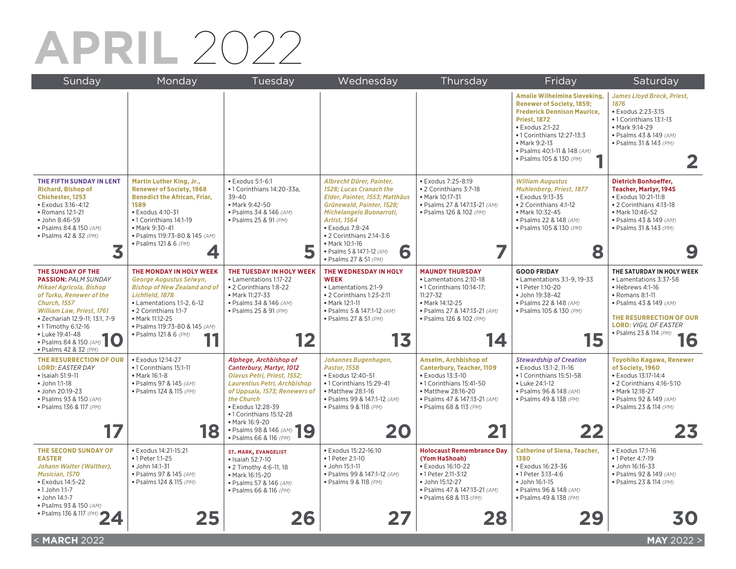# APRIL 2022

| Sunday | Monday | Tuesday | Wednesday | Thursday | Friday | Saturday |
|---|---|---|---|---|---|---|
| | | | | | **1** **Amalie Wilhelmina Sieveking, Renewer of Society, 1859; Frederick Dennison Maurice, Priest, 1872** • Exodus 2:1-22 • 1 Corinthians 12:27-13:3 • Mark 9:2-13 • Psalms 40:1-11 & 148 *(AM)* • Psalms 105 & 130 *(PM)* | **2** *James Lloyd Breck, Priest, 1876* • Exodus 2:23-3:15 • 1 Corinthians 13:1-13 • Mark 9:14-29 • Psalms 43 & 149 *(AM)* • Psalms 31 & 143 *(PM)* |
| **3** **THE FIFTH SUNDAY IN LENT** **Richard, Bishop of Chichester, 1253** • Exodus 3:16-4:12 • Romans 12:1-21 • John 8:46-59 • Psalms 84 & 150 *(AM)* • Psalms 42 & 32 *(PM)* | **4** **Martin Luther King, Jr., Renewer of Society, 1968** **Benedict the African, Friar, 1589** • Exodus 4:10-31 • 1 Corinthians 14:1-19 • Mark 9:30-41 • Psalms 119:73-80 & 145 *(AM)* • Psalms 121 & 6 *(PM)* | **5** • Exodus 5:1-6:1 • 1 Corinthians 14:20-33a, 39-40 • Mark 9:42-50 • Psalms 34 & 146 *(AM)* • Psalms 25 & 91 *(PM)* | **6** *Albrecht Dürer, Painter, 1528; Lucas Cranach the Elder, Painter, 1553; Matthäus Grünewald, Painter, 1528; Michelangelo Buonarroti, Artist, 1564* • Exodus 7:8-24 • 2 Corinthians 2:14-3:6 • Mark 10:1-16 • Psalms 5 & 147:1-12 *(AM)* • Psalms 27 & 51 *(PM)* | **7** • Exodus 7:25-8:19 • 2 Corinthians 3:7-18 • Mark 10:17-31 • Psalms 27 & 147:13-21 *(AM)* • Psalms 126 & 102 *(PM)* | **8** *William Augustus Muhlenberg, Priest, 1877* • Exodus 9:13-35 • 2 Corinthians 4:1-12 • Mark 10:32-45 • Psalms 22 & 148 *(AM)* • Psalms 105 & 130 *(PM)* | **9** **Dietrich Bonhoeffer, Teacher, Martyr, 1945** • Exodus 10:21-11:8 • 2 Corinthians 4:13-18 • Mark 10:46-52 • Psalms 43 & 149 *(AM)* • Psalms 31 & 143 *(PM)* |
| **10** **THE SUNDAY OF THE PASSION:** *PALM SUNDAY* *Mikael Agricola, Bishop of Turku, Renewer of the Church, 1557* *William Law, Priest, 1761* • Zechariah 12:9-11; 13:1, 7-9 • 1 Timothy 6:12-16 • Luke 19:41-48 • Psalms 84 & 150 *(AM)* • Psalms 42 & 32 *(PM)* | **11** **THE MONDAY IN HOLY WEEK** *George Augustus Selwyn, Bishop of New Zealand and of Lichfield, 1878* • Lamentations 1:1-2, 6-12 • 2 Corinthians 1:1-7 • Mark 11:12-25 • Psalms 119:73-80 & 145 *(AM)* • Psalms 121 & 6 *(PM)* | **12** **THE TUESDAY IN HOLY WEEK** • Lamentations 1:17-22 • 2 Corinthians 1:8-22 • Mark 11:27-33 • Psalms 34 & 146 *(AM)* • Psalms 25 & 91 *(PM)* | **13** **THE WEDNESDAY IN HOLY WEEK** • Lamentations 2:1-9 • 2 Corinthians 1:23-2:11 • Mark 12:1-11 • Psalms 5 & 147:1-12 *(AM)* • Psalms 27 & 51 *(PM)* | **14** **MAUNDY THURSDAY** • Lamentations 2:10-18 • 1 Corinthians 10:14-17; 11:27-32 • Mark 14:12-25 • Psalms 27 & 147:13-21 *(AM)* • Psalms 126 & 102 *(PM)* | **15** **GOOD FRIDAY** • Lamentations 3:1-9, 19-33 • 1 Peter 1:10-20 • John 19:38-42 • Psalms 22 & 148 *(AM)* • Psalms 105 & 130 *(PM)* | **16** **THE SATURDAY IN HOLY WEEK** • Lamentations 3:37-58 • Hebrews 4:1-16 • Romans 8:1-11 • Psalms 43 & 149 *(AM)* **THE RESURRECTION OF OUR LORD:** *VIGIL OF EASTER* • Psalms 23 & 114 *(PM)* |
| **17** **THE RESURRECTION OF OUR LORD:** *EASTER DAY* • Isaiah 51:9-11 • John 1:1-18 • John 20:19-23 • Psalms 93 & 150 *(AM)* • Psalms 136 & 117 *(PM)* | **18** • Exodus 12:14-27 • 1 Corinthians 15:1-11 • Mark 16:1-8 • Psalms 97 & 145 *(AM)* • Psalms 124 & 115 *(PM)* | **19** *Alphege, Archbishop of Canterbury, Martyr, 1012* *Olavus Petri, Priest, 1552; Laurentius Petri, Archbishop of Uppsala, 1573; Renewers of the Church* • Exodus 12:28-39 • 1 Corinthians 15:12-28 • Mark 16:9-20 • Psalms 98 & 146 *(AM)* • Psalms 66 & 116 *(PM)* | **20** *Johannes Bugenhagen, Pastor, 1558* • Exodus 12:40-51 • 1 Corinthians 15:29-41 • Matthew 28:1-16 • Psalms 99 & 147:1-12 *(AM)* • Psalms 9 & 118 *(PM)* | **21** **Anselm, Archbishop of Canterbury, Teacher, 1109** • Exodus 13:3-10 • 1 Corinthians 15:41-50 • Matthew 28:16-20 • Psalms 47 & 147:13-21 *(AM)* • Psalms 68 & 113 *(PM)* | **22** *Stewardship of Creation* • Exodus 13:1-2, 11-16 • 1 Corinthians 15:51-58 • Luke 24:1-12 • Psalms 96 & 148 *(AM)* • Psalms 49 & 138 *(PM)* | **23** **Toyohiko Kagawa, Renewer of Society, 1960** • Exodus 13:17-14:4 • 2 Corinthians 4:16-5:10 • Mark 12:18-27 • Psalms 92 & 149 *(AM)* • Psalms 23 & 114 *(PM)* |
| **24** **THE SECOND SUNDAY OF EASTER** *Johann Walter (Walther), Musician, 1570* • Exodus 14:5-22 • 1 John 1:1-7 • John 14:1-7 • Psalms 93 & 150 *(AM)* • Psalms 136 & 117 *(PM)* | **25** • Exodus 14:21-15:21 • 1 Peter 1:1-25 • John 14:1-31 • Psalms 97 & 145 *(AM)* • Psalms 124 & 115 *(PM)* | **26** **ST. MARK, EVANGELIST** • Isaiah 52:7-10 • 2 Timothy 4:6-11, 18 • Mark 16:15-20 • Psalms 57 & 146 *(AM)* • Psalms 66 & 116 *(PM)* | **27** • Exodus 15:22-16:10 • 1 Peter 2:1-10 • John 15:1-11 • Psalms 99 & 147:1-12 *(AM)* • Psalms 9 & 118 *(PM)* | **28** **Holocaust Remembrance Day (Yom HaShoah)** • Exodus 16:10-22 • 1 Peter 2:11-3:12 • John 15:12-27 • Psalms 47 & 147:13-21 *(AM)* • Psalms 68 & 113 *(PM)* | **29** **Catherine of Siena, Teacher, 1380** • Exodus 16:23-36 • 1 Peter 3:13-4:6 • John 16:1-15 • Psalms 96 & 148 *(AM)* • Psalms 49 & 138 *(PM)* | **30** • Exodus 17:1-16 • 1 Peter 4:7-19 • John 16:16-33 • Psalms 92 & 149 *(AM)* • Psalms 23 & 114 *(PM)* |

< **MARCH** 2022 | **MAY** 2022 >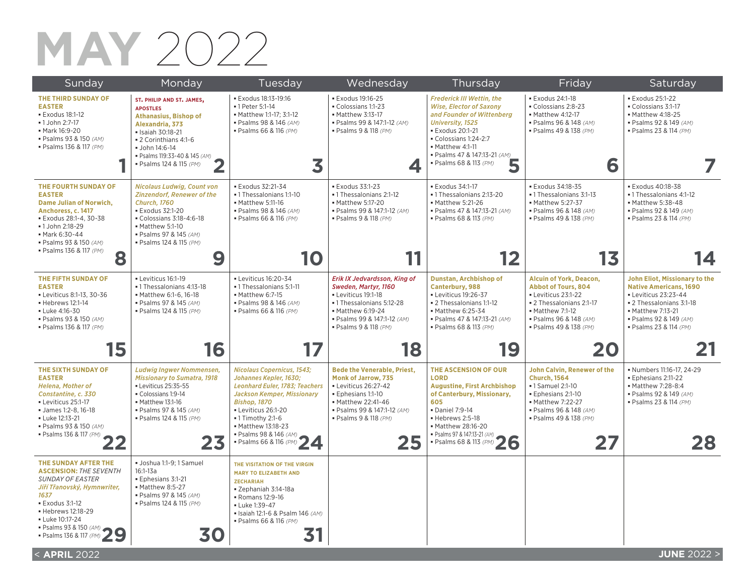# MAY 2022

| Sunday | Monday | Tuesday | Wednesday | Thursday | Friday | Saturday |
|---|---|---|---|---|---|---|
| **1** **THE THIRD SUNDAY OF EASTER** ▪ Exodus 18:1-12 ▪ 1 John 2:7-17 ▪ Mark 16:9-20 ▪ Psalms 93 & 150 *(AM)* ▪ Psalms 136 & 117 *(PM)* | **2** **ST. PHILIP AND ST. JAMES, APOSTLES** **Athanasius, Bishop of Alexandria, 373** ▪ Isaiah 30:18-21 ▪ 2 Corinthians 4:1-6 ▪ John 14:6-14 ▪ Psalms 119:33-40 & 145 *(AM)* ▪ Psalms 124 & 115 *(PM)* | **3** ▪ Exodus 18:13-19:16 ▪ 1 Peter 5:1-14 ▪ Matthew 1:1-17; 3:1-12 ▪ Psalms 98 & 146 *(AM)* ▪ Psalms 66 & 116 *(PM)* | **4** ▪ Exodus 19:16-25 ▪ Colossians 1:1-23 ▪ Matthew 3:13-17 ▪ Psalms 99 & 147:1-12 *(AM)* ▪ Psalms 9 & 118 *(PM)* | **5** ***Frederick III Wettin, the Wise, Elector of Saxony and Founder of Wittenberg University, 1525*** ▪ Exodus 20:1-21 ▪ Colossians 1:24-2:7 ▪ Matthew 4:1-11 ▪ Psalms 47 & 147:13-21 *(AM)* ▪ Psalms 68 & 113 *(PM)* | **6** ▪ Exodus 24:1-18 ▪ Colossians 2:8-23 ▪ Matthew 4:12-17 ▪ Psalms 96 & 148 *(AM)* ▪ Psalms 49 & 138 *(PM)* | **7** ▪ Exodus 25:1-22 ▪ Colossians 3:1-17 ▪ Matthew 4:18-25 ▪ Psalms 92 & 149 *(AM)* ▪ Psalms 23 & 114 *(PM)* |
| **8** **THE FOURTH SUNDAY OF EASTER** **Dame Julian of Norwich, Anchoress, c. 1417** ▪ Exodus 28:1-4, 30-38 ▪ 1 John 2:18-29 ▪ Mark 6:30-44 ▪ Psalms 93 & 150 *(AM)* ▪ Psalms 136 & 117 *(PM)* | **9** ***Nicolaus Ludwig, Count von Zinzendorf, Renewer of the Church, 1760*** ▪ Exodus 32:1-20 ▪ Colossians 3:18-4:6-18 ▪ Matthew 5:1-10 ▪ Psalms 97 & 145 *(AM)* ▪ Psalms 124 & 115 *(PM)* | **10** ▪ Exodus 32:21-34 ▪ 1 Thessalonians 1:1-10 ▪ Matthew 5:11-16 ▪ Psalms 98 & 146 *(AM)* ▪ Psalms 66 & 116 *(PM)* | **11** ▪ Exodus 33:1-23 ▪ 1 Thessalonians 2:1-12 ▪ Matthew 5:17-20 ▪ Psalms 99 & 147:1-12 *(AM)* ▪ Psalms 9 & 118 *(PM)* | **12** ▪ Exodus 34:1-17 ▪ 1 Thessalonians 2:13-20 ▪ Matthew 5:21-26 ▪ Psalms 47 & 147:13-21 *(AM)* ▪ Psalms 68 & 113 *(PM)* | **13** ▪ Exodus 34:18-35 ▪ 1 Thessalonians 3:1-13 ▪ Matthew 5:27-37 ▪ Psalms 96 & 148 *(AM)* ▪ Psalms 49 & 138 *(PM)* | **14** ▪ Exodus 40:18-38 ▪ 1 Thessalonians 4:1-12 ▪ Matthew 5:38-48 ▪ Psalms 92 & 149 *(AM)* ▪ Psalms 23 & 114 *(PM)* |
| **15** **THE FIFTH SUNDAY OF EASTER** ▪ Leviticus 8:1-13, 30-36 ▪ Hebrews 12:1-14 ▪ Luke 4:16-30 ▪ Psalms 93 & 150 *(AM)* ▪ Psalms 136 & 117 *(PM)* | **16** ▪ Leviticus 16:1-19 ▪ 1 Thessalonians 4:13-18 ▪ Matthew 6:1-6, 16-18 ▪ Psalms 97 & 145 *(AM)* ▪ Psalms 124 & 115 *(PM)* | **17** ▪ Leviticus 16:20-34 ▪ 1 Thessalonians 5:1-11 ▪ Matthew 6:7-15 ▪ Psalms 98 & 146 *(AM)* ▪ Psalms 66 & 116 *(PM)* | **18** ***Erik IX Jedvardsson, King of Sweden, Martyr, 1160*** ▪ Leviticus 19:1-18 ▪ 1 Thessalonians 5:12-28 ▪ Matthew 6:19-24 ▪ Psalms 99 & 147:1-12 *(AM)* ▪ Psalms 9 & 118 *(PM)* | **19** **Dunstan, Archbishop of Canterbury, 988** ▪ Leviticus 19:26-37 ▪ 2 Thessalonians 1:1-12 ▪ Matthew 6:25-34 ▪ Psalms 47 & 147:13-21 *(AM)* ▪ Psalms 68 & 113 *(PM)* | **20** **Alcuin of York, Deacon, Abbot of Tours, 804** ▪ Leviticus 23:1-22 ▪ 2 Thessalonians 2:1-17 ▪ Matthew 7:1-12 ▪ Psalms 96 & 148 *(AM)* ▪ Psalms 49 & 138 *(PM)* | **21** **John Eliot, Missionary to the Native Americans, 1690** ▪ Leviticus 23:23-44 ▪ 2 Thessalonians 3:1-18 ▪ Matthew 7:13-21 ▪ Psalms 92 & 149 *(AM)* ▪ Psalms 23 & 114 *(PM)* |
| **22** **THE SIXTH SUNDAY OF EASTER** ***Helena, Mother of Constantine, c. 330*** ▪ Leviticus 25:1-17 ▪ James 1:2-8, 16-18 ▪ Luke 12:13-21 ▪ Psalms 93 & 150 *(AM)* ▪ Psalms 136 & 117 *(PM)* | **23** ***Ludwig Ingwer Nommensen, Missionary to Sumatra, 1918*** ▪ Leviticus 25:35-55 ▪ Colossians 1:9-14 ▪ Matthew 13:1-16 ▪ Psalms 97 & 145 *(AM)* ▪ Psalms 124 & 115 *(PM)* | **24** ***Nicolaus Copernicus, 1543; Johannes Kepler, 1630; Leonhard Euler, 1783; Teachers Jackson Kemper, Missionary Bishop, 1870*** ▪ Leviticus 26:1-20 ▪ 1 Timothy 2:1-6 ▪ Matthew 13:18-23 ▪ Psalms 98 & 146 *(AM)* ▪ Psalms 66 & 116 *(PM)* | **25** **Bede the Venerable, Priest, Monk of Jarrow, 735** ▪ Leviticus 26:27-42 ▪ Ephesians 1:1-10 ▪ Matthew 22:41-46 ▪ Psalms 99 & 147:1-12 *(AM)* ▪ Psalms 9 & 118 *(PM)* | **26** **THE ASCENSION OF OUR LORD** **Augustine, First Archbishop of Canterbury, Missionary, 605** ▪ Daniel 7:9-14 ▪ Hebrews 2:5-18 ▪ Matthew 28:16-20 ▪ Psalms 97 & 147:13-21 *(AM)* ▪ Psalms 68 & 113 *(PM)* | **27** **John Calvin, Renewer of the Church, 1564** ▪ 1 Samuel 2:1-10 ▪ Ephesians 2:1-10 ▪ Matthew 7:22-27 ▪ Psalms 96 & 148 *(AM)* ▪ Psalms 49 & 138 *(PM)* | **28** ▪ Numbers 11:16-17, 24-29 ▪ Ephesians 2:11-22 ▪ Matthew 7:28-8:4 ▪ Psalms 92 & 149 *(AM)* ▪ Psalms 23 & 114 *(PM)* |
| **29** **THE SUNDAY AFTER THE ASCENSION:** ***THE SEVENTH SUNDAY OF EASTER*** ***Jiří Třanovský, Hymnwriter, 1637*** ▪ Exodus 3:1-12 ▪ Hebrews 12:18-29 ▪ Luke 10:17-24 ▪ Psalms 93 & 150 *(AM)* ▪ Psalms 136 & 117 *(PM)* | **30** ▪ Joshua 1:1-9; 1 Samuel 16:1-13a ▪ Ephesians 3:1-21 ▪ Matthew 8:5-27 ▪ Psalms 97 & 145 *(AM)* ▪ Psalms 124 & 115 *(PM)* | **31** **THE VISITATION OF THE VIRGIN MARY TO ELIZABETH AND ZECHARIAH** ▪ Zephaniah 3:14-18a ▪ Romans 12:9-16 ▪ Luke 1:39-47 ▪ Isaiah 12:1-6 & Psalm 146 *(AM)* ▪ Psalms 66 & 116 *(PM)* | | | | |

< **APRIL** 2022 **JUNE** 2022 >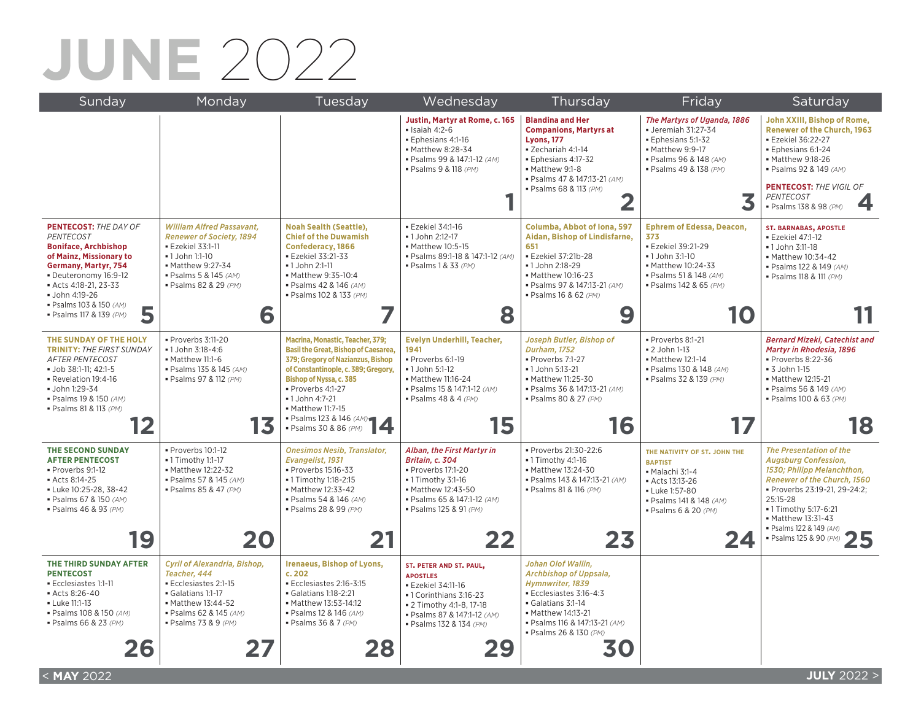# JUNE 2022

| Sunday | Monday | Tuesday | Wednesday | Thursday | Friday | Saturday |
|---|---|---|---|---|---|---|
| | | | **Justin, Martyr at Rome, c. 165**<br>▪ Isaiah 4:2-6<br>▪ Ephesians 4:1-16<br>▪ Matthew 8:28-34<br>▪ Psalms 99 & 147:1-12 *(AM)*<br>▪ Psalms 9 & 118 *(PM)*<br>**1** | **Blandina and Her Companions, Martyrs at Lyons, 177**<br>▪ Zechariah 4:1-14<br>▪ Ephesians 4:17-32<br>▪ Matthew 9:1-8<br>▪ Psalms 47 & 147:13-21 *(AM)*<br>▪ Psalms 68 & 113 *(PM)*<br>**2** | ***The Martyrs of Uganda, 1886***<br>▪ Jeremiah 31:27-34<br>▪ Ephesians 5:1-32<br>▪ Matthew 9:9-17<br>▪ Psalms 96 & 148 *(AM)*<br>▪ Psalms 49 & 138 *(PM)*<br>**3** | **John XXIII, Bishop of Rome, Renewer of the Church, 1963**<br>▪ Ezekiel 36:22-27<br>▪ Ephesians 6:1-24<br>▪ Matthew 9:18-26<br>▪ Psalms 92 & 149 *(AM)*<br>**PENTECOST:** *THE VIGIL OF PENTECOST*<br>▪ Psalms 138 & 98 *(PM)*<br>**4** |
| **PENTECOST:** *THE DAY OF PENTECOST*<br>**Boniface, Archbishop of Mainz, Missionary to Germany, Martyr, 754**<br>▪ Deuteronomy 16:9-12<br>▪ Acts 4:18-21, 23-33<br>▪ John 4:19-26<br>▪ Psalms 103 & 150 *(AM)*<br>▪ Psalms 117 & 139 *(PM)*<br>**5** | ***William Alfred Passavant, Renewer of Society, 1894***<br>▪ Ezekiel 33:1-11<br>▪ 1 John 1:1-10<br>▪ Matthew 9:27-34<br>▪ Psalms 5 & 145 *(AM)*<br>▪ Psalms 82 & 29 *(PM)*<br>**6** | **Noah Sealth (Seattle), Chief of the Duwamish Confederacy, 1866**<br>▪ Ezekiel 33:21-33<br>▪ 1 John 2:1-11<br>▪ Matthew 9:35-10:4<br>▪ Psalms 42 & 146 *(AM)*<br>▪ Psalms 102 & 133 *(PM)*<br>**7** | ▪ Ezekiel 34:1-16<br>▪ 1 John 2:12-17<br>▪ Matthew 10:5-15<br>▪ Psalms 89:1-18 & 147:1-12 *(AM)*<br>▪ Psalms 1 & 33 *(PM)*<br>**8** | **Columba, Abbot of Iona, 597 Aidan, Bishop of Lindisfarne, 651**<br>▪ Ezekiel 37:21b-28<br>▪ 1 John 2:18-29<br>▪ Matthew 10:16-23<br>▪ Psalms 97 & 147:13-21 *(AM)*<br>▪ Psalms 16 & 62 *(PM)*<br>**9** | **Ephrem of Edessa, Deacon, 373**<br>▪ Ezekiel 39:21-29<br>▪ 1 John 3:1-10<br>▪ Matthew 10:24-33<br>▪ Psalms 51 & 148 *(AM)*<br>▪ Psalms 142 & 65 *(PM)*<br>**10** | **ST. BARNABAS, APOSTLE**<br>▪ Ezekiel 47:1-12<br>▪ 1 John 3:11-18<br>▪ Matthew 10:34-42<br>▪ Psalms 122 & 149 *(AM)*<br>▪ Psalms 118 & 111 *(PM)*<br>**11** |
| **THE SUNDAY OF THE HOLY TRINITY:** *THE FIRST SUNDAY AFTER PENTECOST*<br>▪ Job 38:1-11; 42:1-5<br>▪ Revelation 19:4-16<br>▪ John 1:29-34<br>▪ Psalms 19 & 150 *(AM)*<br>▪ Psalms 81 & 113 *(PM)*<br>**12** | ▪ Proverbs 3:11-20<br>▪ 1 John 3:18-4:6<br>▪ Matthew 11:1-6<br>▪ Psalms 135 & 145 *(AM)*<br>▪ Psalms 97 & 112 *(PM)*<br>**13** | **Macrina, Monastic, Teacher, 379; Basil the Great, Bishop of Caesarea, 379; Gregory of Nazianzus, Bishop of Constantinople, c. 389; Gregory, Bishop of Nyssa, c. 385**<br>▪ Proverbs 4:1-27<br>▪ 1 John 4:7-21<br>▪ Matthew 11:7-15<br>▪ Psalms 123 & 146 *(AM)*<br>▪ Psalms 30 & 86 *(PM)*<br>**14** | **Evelyn Underhill, Teacher, 1941**<br>▪ Proverbs 6:1-19<br>▪ 1 John 5:1-12<br>▪ Matthew 11:16-24<br>▪ Psalms 15 & 147:1-12 *(AM)*<br>▪ Psalms 48 & 4 *(PM)*<br>**15** | ***Joseph Butler, Bishop of Durham, 1752***<br>▪ Proverbs 7:1-27<br>▪ 1 John 5:13-21<br>▪ Matthew 11:25-30<br>▪ Psalms 36 & 147:13-21 *(AM)*<br>▪ Psalms 80 & 27 *(PM)*<br>**16** | ▪ Proverbs 8:1-21<br>▪ 2 John 1-13<br>▪ Matthew 12:1-14<br>▪ Psalms 130 & 148 *(AM)*<br>▪ Psalms 32 & 139 *(PM)*<br>**17** | ***Bernard Mizeki, Catechist and Martyr in Rhodesia, 1896***<br>▪ Proverbs 8:22-36<br>▪ 3 John 1-15<br>▪ Matthew 12:15-21<br>▪ Psalms 56 & 149 *(AM)*<br>▪ Psalms 100 & 63 *(PM)*<br>**18** |
| **THE SECOND SUNDAY AFTER PENTECOST**<br>▪ Proverbs 9:1-12<br>▪ Acts 8:14-25<br>▪ Luke 10:25-28, 38-42<br>▪ Psalms 67 & 150 *(AM)*<br>▪ Psalms 46 & 93 *(PM)*<br>**19** | ▪ Proverbs 10:1-12<br>▪ 1 Timothy 1:1-17<br>▪ Matthew 12:22-32<br>▪ Psalms 57 & 145 *(AM)*<br>▪ Psalms 85 & 47 *(PM)*<br>**20** | ***Onesimos Nesib, Translator, Evangelist, 1931***<br>▪ Proverbs 15:16-33<br>▪ 1 Timothy 1:18-2:15<br>▪ Matthew 12:33-42<br>▪ Psalms 54 & 146 *(AM)*<br>▪ Psalms 28 & 99 *(PM)*<br>**21** | ***Alban, the First Martyr in Britain, c. 304***<br>▪ Proverbs 17:1-20<br>▪ 1 Timothy 3:1-16<br>▪ Matthew 12:43-50<br>▪ Psalms 65 & 147:1-12 *(AM)*<br>▪ Psalms 125 & 91 *(PM)*<br>**22** | ▪ Proverbs 21:30-22:6<br>▪ 1 Timothy 4:1-16<br>▪ Matthew 13:24-30<br>▪ Psalms 143 & 147:13-21 *(AM)*<br>▪ Psalms 81 & 116 *(PM)*<br>**23** | **THE NATIVITY OF ST. JOHN THE BAPTIST**<br>▪ Malachi 3:1-4<br>▪ Acts 13:13-26<br>▪ Luke 1:57-80<br>▪ Psalms 141 & 148 *(AM)*<br>▪ Psalms 6 & 20 *(PM)*<br>**24** | ***The Presentation of the Augsburg Confession, 1530; Philipp Melanchthon, Renewer of the Church, 1560***<br>▪ Proverbs 23:19-21, 29-24:2; 25:15-28<br>▪ 1 Timothy 5:17-6:21<br>▪ Matthew 13:31-43<br>▪ Psalms 122 & 149 *(AM)*<br>▪ Psalms 125 & 90 *(PM)*<br>**25** |
| **THE THIRD SUNDAY AFTER PENTECOST**<br>▪ Ecclesiastes 1:1-11<br>▪ Acts 8:26-40<br>▪ Luke 11:1-13<br>▪ Psalms 108 & 150 *(AM)*<br>▪ Psalms 66 & 23 *(PM)*<br>**26** | ***Cyril of Alexandria, Bishop, Teacher, 444***<br>▪ Ecclesiastes 2:1-15<br>▪ Galatians 1:1-17<br>▪ Matthew 13:44-52<br>▪ Psalms 62 & 145 *(AM)*<br>▪ Psalms 73 & 9 *(PM)*<br>**27** | **Irenaeus, Bishop of Lyons, c. 202**<br>▪ Ecclesiastes 2:16-3:15<br>▪ Galatians 1:18-2:21<br>▪ Matthew 13:53-14:12<br>▪ Psalms 12 & 146 *(AM)*<br>▪ Psalms 36 & 7 *(PM)*<br>**28** | **ST. PETER AND ST. PAUL, APOSTLES**<br>▪ Ezekiel 34:11-16<br>▪ 1 Corinthians 3:16-23<br>▪ 2 Timothy 4:1-8, 17-18<br>▪ Psalms 87 & 147:1-12 *(AM)*<br>▪ Psalms 132 & 134 *(PM)*<br>**29** | ***Johan Olof Wallin, Archbishop of Uppsala, Hymnwriter, 1839***<br>▪ Ecclesiastes 3:16-4:3<br>▪ Galatians 3:1-14<br>▪ Matthew 14:13-21<br>▪ Psalms 116 & 147:13-21 *(AM)*<br>▪ Psalms 26 & 130 *(PM)*<br>**30** | | |

< **MAY** 2022 | **JULY** 2022 >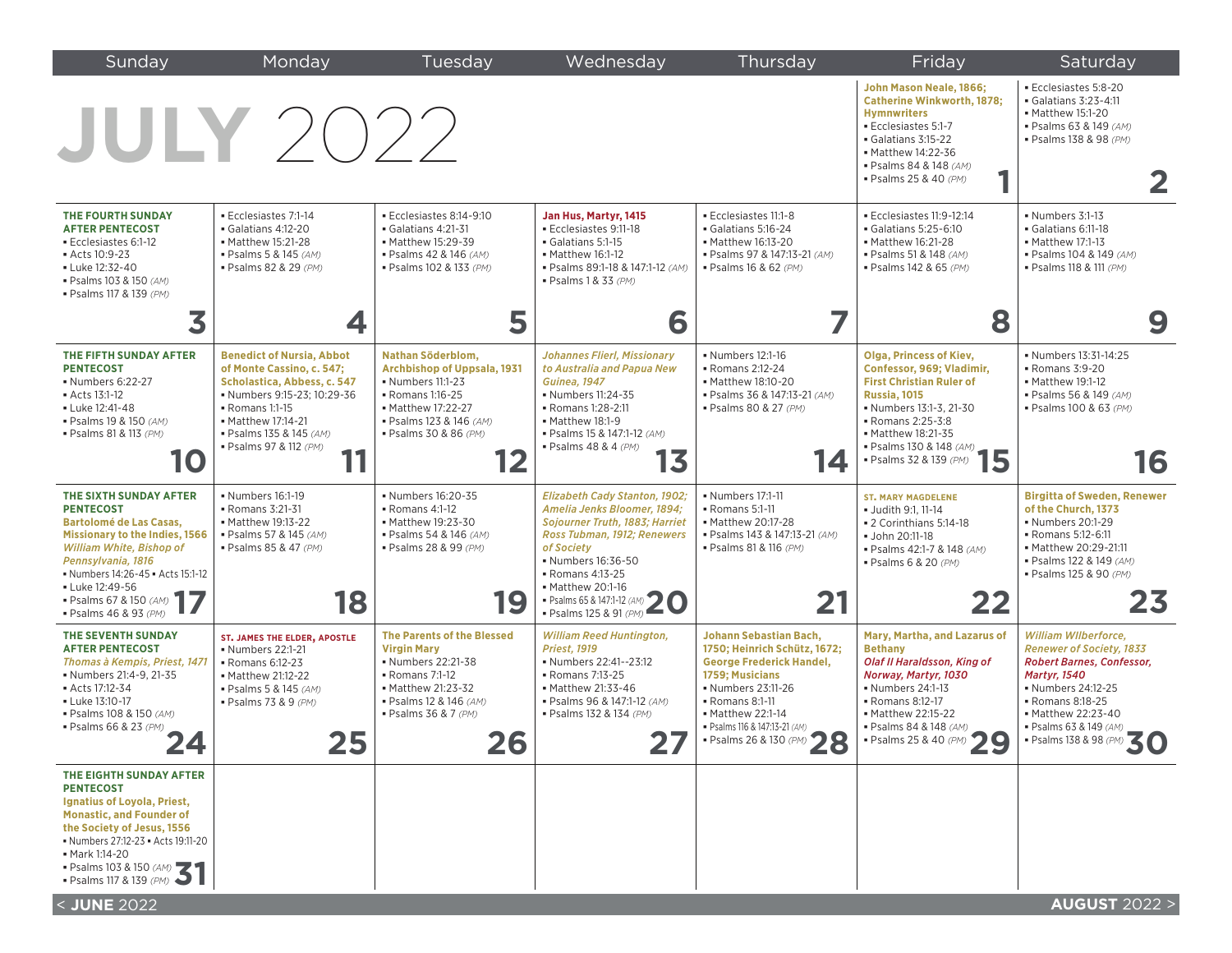# JULY 2022

| Sunday | Monday | Tuesday | Wednesday | Thursday | Friday | Saturday |
|---|---|---|---|---|---|---|
| | | | | | **1** **John Mason Neale, 1866; Catherine Winkworth, 1878; Hymnwriters** ▪ Ecclesiastes 5:1-7 ▪ Galatians 3:15-22 ▪ Matthew 14:22-36 ▪ Psalms 84 & 148 *(AM)* ▪ Psalms 25 & 40 *(PM)* | **2** ▪ Ecclesiastes 5:8-20 ▪ Galatians 3:23-4:11 ▪ Matthew 15:1-20 ▪ Psalms 63 & 149 *(AM)* ▪ Psalms 138 & 98 *(PM)* |
| **3** **THE FOURTH SUNDAY AFTER PENTECOST** ▪ Ecclesiastes 6:1-12 ▪ Acts 10:9-23 ▪ Luke 12:32-40 ▪ Psalms 103 & 150 *(AM)* ▪ Psalms 117 & 139 *(PM)* | **4** ▪ Ecclesiastes 7:1-14 ▪ Galatians 4:12-20 ▪ Matthew 15:21-28 ▪ Psalms 5 & 145 *(AM)* ▪ Psalms 82 & 29 *(PM)* | **5** ▪ Ecclesiastes 8:14-9:10 ▪ Galatians 4:21-31 ▪ Matthew 15:29-39 ▪ Psalms 42 & 146 *(AM)* ▪ Psalms 102 & 133 *(PM)* | **6** **Jan Hus, Martyr, 1415** ▪ Ecclesiastes 9:11-18 ▪ Galatians 5:1-15 ▪ Matthew 16:1-12 ▪ Psalms 89:1-18 & 147:1-12 *(AM)* ▪ Psalms 1 & 33 *(PM)* | **7** ▪ Ecclesiastes 11:1-8 ▪ Galatians 5:16-24 ▪ Matthew 16:13-20 ▪ Psalms 97 & 147:13-21 *(AM)* ▪ Psalms 16 & 62 *(PM)* | **8** ▪ Ecclesiastes 11:9-12:14 ▪ Galatians 5:25-6:10 ▪ Matthew 16:21-28 ▪ Psalms 51 & 148 *(AM)* ▪ Psalms 142 & 65 *(PM)* | **9** ▪ Numbers 3:1-13 ▪ Galatians 6:11-18 ▪ Matthew 17:1-13 ▪ Psalms 104 & 149 *(AM)* ▪ Psalms 118 & 111 *(PM)* |
| **10** **THE FIFTH SUNDAY AFTER PENTECOST** ▪ Numbers 6:22-27 ▪ Acts 13:1-12 ▪ Luke 12:41-48 ▪ Psalms 19 & 150 *(AM)* ▪ Psalms 81 & 113 *(PM)* | **11** **Benedict of Nursia, Abbot of Monte Cassino, c. 547; Scholastica, Abbess, c. 547** ▪ Numbers 9:15-23; 10:29-36 ▪ Romans 1:1-15 ▪ Matthew 17:14-21 ▪ Psalms 135 & 145 *(AM)* ▪ Psalms 97 & 112 *(PM)* | **12** **Nathan Söderblom, Archbishop of Uppsala, 1931** ▪ Numbers 11:1-23 ▪ Romans 1:16-25 ▪ Matthew 17:22-27 ▪ Psalms 123 & 146 *(AM)* ▪ Psalms 30 & 86 *(PM)* | **13** *Johannes Flierl, Missionary to Australia and Papua New Guinea, 1947* ▪ Numbers 11:24-35 ▪ Romans 1:28-2:11 ▪ Matthew 18:1-9 ▪ Psalms 15 & 147:1-12 *(AM)* ▪ Psalms 48 & 4 *(PM)* | **14** ▪ Numbers 12:1-16 ▪ Romans 2:12-24 ▪ Matthew 18:10-20 ▪ Psalms 36 & 147:13-21 *(AM)* ▪ Psalms 80 & 27 *(PM)* | **15** **Olga, Princess of Kiev, Confessor, 969; Vladimir, First Christian Ruler of Russia, 1015** ▪ Numbers 13:1-3, 21-30 ▪ Romans 2:25-3:8 ▪ Matthew 18:21-35 ▪ Psalms 130 & 148 *(AM)* ▪ Psalms 32 & 139 *(PM)* | **16** ▪ Numbers 13:31-14:25 ▪ Romans 3:9-20 ▪ Matthew 19:1-12 ▪ Psalms 56 & 149 *(AM)* ▪ Psalms 100 & 63 *(PM)* |
| **17** **THE SIXTH SUNDAY AFTER PENTECOST** **Bartolomé de Las Casas, Missionary to the Indies, 1566** *William White, Bishop of Pennsylvania, 1816* ▪ Numbers 14:26-45 ▪ Acts 15:1-12 ▪ Luke 12:49-56 ▪ Psalms 67 & 150 *(AM)* ▪ Psalms 46 & 93 *(PM)* | **18** ▪ Numbers 16:1-19 ▪ Romans 3:21-31 ▪ Matthew 19:13-22 ▪ Psalms 57 & 145 *(AM)* ▪ Psalms 85 & 47 *(PM)* | **19** ▪ Numbers 16:20-35 ▪ Romans 4:1-12 ▪ Matthew 19:23-30 ▪ Psalms 54 & 146 *(AM)* ▪ Psalms 28 & 99 *(PM)* | **20** *Elizabeth Cady Stanton, 1902; Amelia Jenks Bloomer, 1894; Sojourner Truth, 1883; Harriet Ross Tubman, 1912; Renewers of Society* ▪ Numbers 16:36-50 ▪ Romans 4:13-25 ▪ Matthew 20:1-16 ▪ Psalms 65 & 147:1-12 *(AM)* ▪ Psalms 125 & 91 *(PM)* | **21** ▪ Numbers 17:1-11 ▪ Romans 5:1-11 ▪ Matthew 20:17-28 ▪ Psalms 143 & 147:13-21 *(AM)* ▪ Psalms 81 & 116 *(PM)* | **22** **ST. MARY MAGDELENE** ▪ Judith 9:1, 11-14 ▪ 2 Corinthians 5:14-18 ▪ John 20:11-18 ▪ Psalms 42:1-7 & 148 *(AM)* ▪ Psalms 6 & 20 *(PM)* | **23** **Birgitta of Sweden, Renewer of the Church, 1373** ▪ Numbers 20:1-29 ▪ Romans 5:12-6:11 ▪ Matthew 20:29-21:11 ▪ Psalms 122 & 149 *(AM)* ▪ Psalms 125 & 90 *(PM)* |
| **24** **THE SEVENTH SUNDAY AFTER PENTECOST** *Thomas à Kempis, Priest, 1471* ▪ Numbers 21:4-9, 21-35 ▪ Acts 17:12-34 ▪ Luke 13:10-17 ▪ Psalms 108 & 150 *(AM)* ▪ Psalms 66 & 23 *(PM)* | **25** **ST. JAMES THE ELDER, APOSTLE** ▪ Numbers 22:1-21 ▪ Romans 6:12-23 ▪ Matthew 21:12-22 ▪ Psalms 5 & 145 *(AM)* ▪ Psalms 73 & 9 *(PM)* | **26** **The Parents of the Blessed Virgin Mary** ▪ Numbers 22:21-38 ▪ Romans 7:1-12 ▪ Matthew 21:23-32 ▪ Psalms 12 & 146 *(AM)* ▪ Psalms 36 & 7 *(PM)* | **27** *William Reed Huntington, Priest, 1919* ▪ Numbers 22:41--23:12 ▪ Romans 7:13-25 ▪ Matthew 21:33-46 ▪ Psalms 96 & 147:1-12 *(AM)* ▪ Psalms 132 & 134 *(PM)* | **28** **Johann Sebastian Bach, 1750; Heinrich Schütz, 1672; George Frederick Handel, 1759; Musicians** ▪ Numbers 23:11-26 ▪ Romans 8:1-11 ▪ Matthew 22:1-14 ▪ Psalms 116 & 147:13-21 *(AM)* ▪ Psalms 26 & 130 *(PM)* | **29** **Mary, Martha, and Lazarus of Bethany** *Olaf II Haraldsson, King of Norway, Martyr, 1030* ▪ Numbers 24:1-13 ▪ Romans 8:12-17 ▪ Matthew 22:15-22 ▪ Psalms 84 & 148 *(AM)* ▪ Psalms 25 & 40 *(PM)* | **30** *William WIlberforce, Renewer of Society, 1833* *Robert Barnes, Confessor, Martyr, 1540* ▪ Numbers 24:12-25 ▪ Romans 8:18-25 ▪ Matthew 22:23-40 ▪ Psalms 63 & 149 *(AM)* ▪ Psalms 138 & 98 *(PM)* |
| **31** **THE EIGHTH SUNDAY AFTER PENTECOST** **Ignatius of Loyola, Priest, Monastic, and Founder of the Society of Jesus, 1556** ▪ Numbers 27:12-23 ▪ Acts 19:11-20 ▪ Mark 1:14-20 ▪ Psalms 103 & 150 *(AM)* ▪ Psalms 117 & 139 *(PM)* | | | | | | |

< **JUNE** 2022 | **AUGUST** 2022 >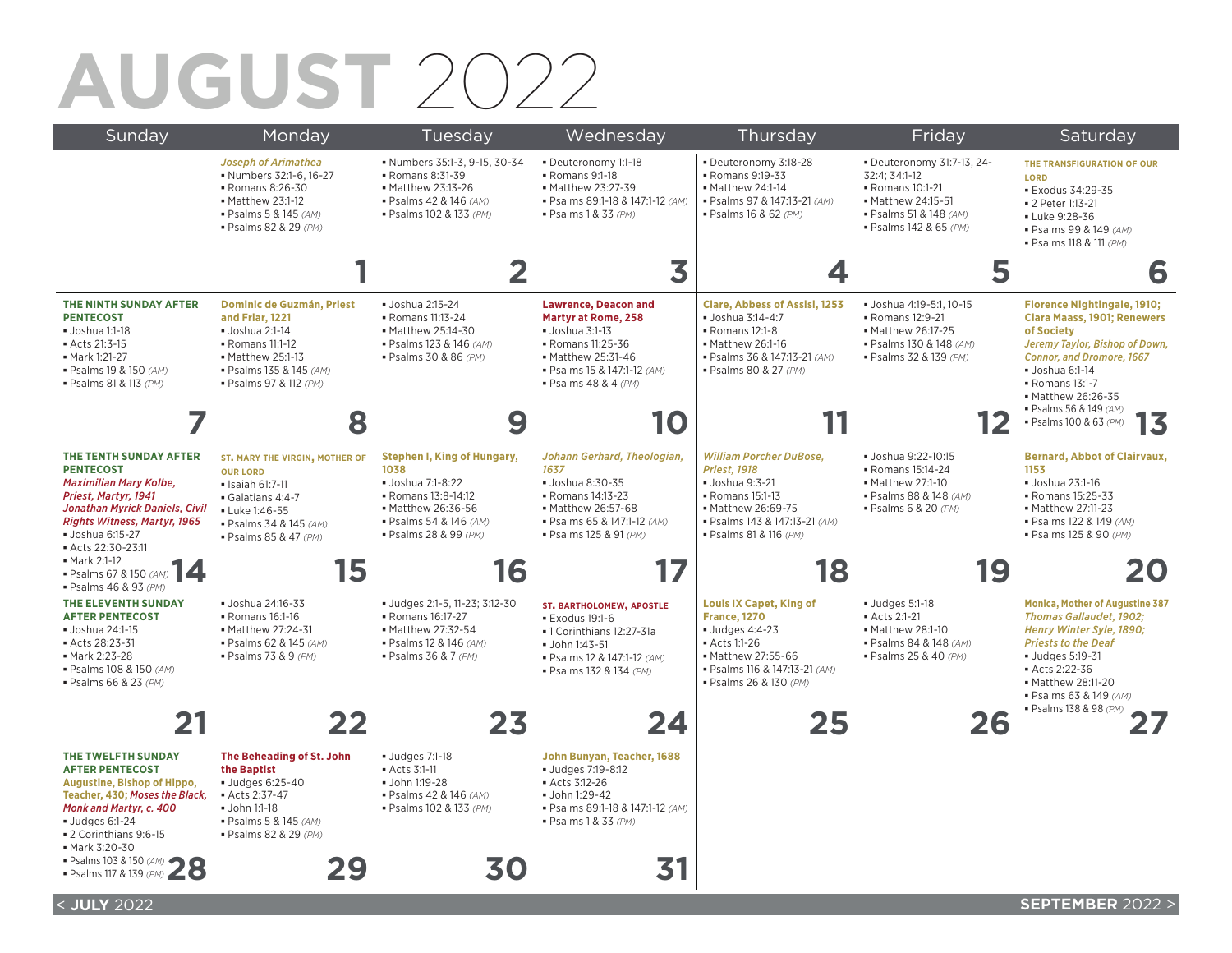# AUGUST 2022

| Sunday | Monday | Tuesday | Wednesday | Thursday | Friday | Saturday |
|---|---|---|---|---|---|---|
| | **1**<br>*Joseph of Arimathea*<br>▪ Numbers 32:1-6, 16-27<br>▪ Romans 8:26-30<br>▪ Matthew 23:1-12<br>▪ Psalms 5 & 145 *(AM)*<br>▪ Psalms 82 & 29 *(PM)* | **2**<br>▪ Numbers 35:1-3, 9-15, 30-34<br>▪ Romans 8:31-39<br>▪ Matthew 23:13-26<br>▪ Psalms 42 & 146 *(AM)*<br>▪ Psalms 102 & 133 *(PM)* | **3**<br>▪ Deuteronomy 1:1-18<br>▪ Romans 9:1-18<br>▪ Matthew 23:27-39<br>▪ Psalms 89:1-18 & 147:1-12 *(AM)*<br>▪ Psalms 1 & 33 *(PM)* | **4**<br>▪ Deuteronomy 3:18-28<br>▪ Romans 9:19-33<br>▪ Matthew 24:1-14<br>▪ Psalms 97 & 147:13-21 *(AM)*<br>▪ Psalms 16 & 62 *(PM)* | **5**<br>▪ Deuteronomy 31:7-13, 24-32:4; 34:1-12<br>▪ Romans 10:1-21<br>▪ Matthew 24:15-51<br>▪ Psalms 51 & 148 *(AM)*<br>▪ Psalms 142 & 65 *(PM)* | **6**<br>**THE TRANSFIGURATION OF OUR LORD**<br>▪ Exodus 34:29-35<br>▪ 2 Peter 1:13-21<br>▪ Luke 9:28-36<br>▪ Psalms 99 & 149 *(AM)*<br>▪ Psalms 118 & 111 *(PM)* |
| **7**<br>**THE NINTH SUNDAY AFTER PENTECOST**<br>▪ Joshua 1:1-18<br>▪ Acts 21:3-15<br>▪ Mark 1:21-27<br>▪ Psalms 19 & 150 *(AM)*<br>▪ Psalms 81 & 113 *(PM)* | **8**<br>**Dominic de Guzmán, Priest and Friar, 1221**<br>▪ Joshua 2:1-14<br>▪ Romans 11:1-12<br>▪ Matthew 25:1-13<br>▪ Psalms 135 & 145 *(AM)*<br>▪ Psalms 97 & 112 *(PM)* | **9**<br>▪ Joshua 2:15-24<br>▪ Romans 11:13-24<br>▪ Matthew 25:14-30<br>▪ Psalms 123 & 146 *(AM)*<br>▪ Psalms 30 & 86 *(PM)* | **10**<br>**Lawrence, Deacon and Martyr at Rome, 258**<br>▪ Joshua 3:1-13<br>▪ Romans 11:25-36<br>▪ Matthew 25:31-46<br>▪ Psalms 15 & 147:1-12 *(AM)*<br>▪ Psalms 48 & 4 *(PM)* | **11**<br>**Clare, Abbess of Assisi, 1253**<br>▪ Joshua 3:14-4:7<br>▪ Romans 12:1-8<br>▪ Matthew 26:1-16<br>▪ Psalms 36 & 147:13-21 *(AM)*<br>▪ Psalms 80 & 27 *(PM)* | **12**<br>▪ Joshua 4:19-5:1, 10-15<br>▪ Romans 12:9-21<br>▪ Matthew 26:17-25<br>▪ Psalms 130 & 148 *(AM)*<br>▪ Psalms 32 & 139 *(PM)* | **13**<br>**Florence Nightingale, 1910; Clara Maass, 1901; Renewers of Society**<br>*Jeremy Taylor, Bishop of Down, Connor, and Dromore, 1667*<br>▪ Joshua 6:1-14<br>▪ Romans 13:1-7<br>▪ Matthew 26:26-35<br>▪ Psalms 56 & 149 *(AM)*<br>▪ Psalms 100 & 63 *(PM)* |
| **14**<br>**THE TENTH SUNDAY AFTER PENTECOST**<br>*Maximilian Mary Kolbe, Priest, Martyr, 1941*<br>*Jonathan Myrick Daniels, Civil Rights Witness, Martyr, 1965*<br>▪ Joshua 6:15-27<br>▪ Acts 22:30-23:11<br>▪ Mark 2:1-12<br>▪ Psalms 67 & 150 *(AM)*<br>▪ Psalms 46 & 93 *(PM)* | **15**<br>**ST. MARY THE VIRGIN, MOTHER OF OUR LORD**<br>▪ Isaiah 61:7-11<br>▪ Galatians 4:4-7<br>▪ Luke 1:46-55<br>▪ Psalms 34 & 145 *(AM)*<br>▪ Psalms 85 & 47 *(PM)* | **16**<br>**Stephen I, King of Hungary, 1038**<br>▪ Joshua 7:1-8:22<br>▪ Romans 13:8-14:12<br>▪ Matthew 26:36-56<br>▪ Psalms 54 & 146 *(AM)*<br>▪ Psalms 28 & 99 *(PM)* | **17**<br>*Johann Gerhard, Theologian, 1637*<br>▪ Joshua 8:30-35<br>▪ Romans 14:13-23<br>▪ Matthew 26:57-68<br>▪ Psalms 65 & 147:1-12 *(AM)*<br>▪ Psalms 125 & 91 *(PM)* | **18**<br>*William Porcher DuBose, Priest, 1918*<br>▪ Joshua 9:3-21<br>▪ Romans 15:1-13<br>▪ Matthew 26:69-75<br>▪ Psalms 143 & 147:13-21 *(AM)*<br>▪ Psalms 81 & 116 *(PM)* | **19**<br>▪ Joshua 9:22-10:15<br>▪ Romans 15:14-24<br>▪ Matthew 27:1-10<br>▪ Psalms 88 & 148 *(AM)*<br>▪ Psalms 6 & 20 *(PM)* | **20**<br>**Bernard, Abbot of Clairvaux, 1153**<br>▪ Joshua 23:1-16<br>▪ Romans 15:25-33<br>▪ Matthew 27:11-23<br>▪ Psalms 122 & 149 *(AM)*<br>▪ Psalms 125 & 90 *(PM)* |
| **21**<br>**THE ELEVENTH SUNDAY AFTER PENTECOST**<br>▪ Joshua 24:1-15<br>▪ Acts 28:23-31<br>▪ Mark 2:23-28<br>▪ Psalms 108 & 150 *(AM)*<br>▪ Psalms 66 & 23 *(PM)* | **22**<br>▪ Joshua 24:16-33<br>▪ Romans 16:1-16<br>▪ Matthew 27:24-31<br>▪ Psalms 62 & 145 *(AM)*<br>▪ Psalms 73 & 9 *(PM)* | **23**<br>▪ Judges 2:1-5, 11-23; 3:12-30<br>▪ Romans 16:17-27<br>▪ Matthew 27:32-54<br>▪ Psalms 12 & 146 *(AM)*<br>▪ Psalms 36 & 7 *(PM)* | **24**<br>**ST. BARTHOLOMEW, APOSTLE**<br>▪ Exodus 19:1-6<br>▪ 1 Corinthians 12:27-31a<br>▪ John 1:43-51<br>▪ Psalms 12 & 147:1-12 *(AM)*<br>▪ Psalms 132 & 134 *(PM)* | **25**<br>**Louis IX Capet, King of France, 1270**<br>▪ Judges 4:4-23<br>▪ Acts 1:1-26<br>▪ Matthew 27:55-66<br>▪ Psalms 116 & 147:13-21 *(AM)*<br>▪ Psalms 26 & 130 *(PM)* | **26**<br>▪ Judges 5:1-18<br>▪ Acts 2:1-21<br>▪ Matthew 28:1-10<br>▪ Psalms 84 & 148 *(AM)*<br>▪ Psalms 25 & 40 *(PM)* | **27**<br>**Monica, Mother of Augustine 387**<br>*Thomas Gallaudet, 1902; Henry Winter Syle, 1890; Priests to the Deaf*<br>▪ Judges 5:19-31<br>▪ Acts 2:22-36<br>▪ Matthew 28:11-20<br>▪ Psalms 63 & 149 *(AM)*<br>▪ Psalms 138 & 98 *(PM)* |
| **28**<br>**THE TWELFTH SUNDAY AFTER PENTECOST**<br>**Augustine, Bishop of Hippo, Teacher, 430;** *Moses the Black, Monk and Martyr, c. 400*<br>▪ Judges 6:1-24<br>▪ 2 Corinthians 9:6-15<br>▪ Mark 3:20-30<br>▪ Psalms 103 & 150 *(AM)*<br>▪ Psalms 117 & 139 *(PM)* | **29**<br>**The Beheading of St. John the Baptist**<br>▪ Judges 6:25-40<br>▪ Acts 2:37-47<br>▪ John 1:1-18<br>▪ Psalms 5 & 145 *(AM)*<br>▪ Psalms 82 & 29 *(PM)* | **30**<br>▪ Judges 7:1-18<br>▪ Acts 3:1-11<br>▪ John 1:19-28<br>▪ Psalms 42 & 146 *(AM)*<br>▪ Psalms 102 & 133 *(PM)* | **31**<br>**John Bunyan, Teacher, 1688**<br>▪ Judges 7:19-8:12<br>▪ Acts 3:12-26<br>▪ John 1:29-42<br>▪ Psalms 89:1-18 & 147:1-12 *(AM)*<br>▪ Psalms 1 & 33 *(PM)* | | | |

< **JULY** 2022 **SEPTEMBER** 2022 >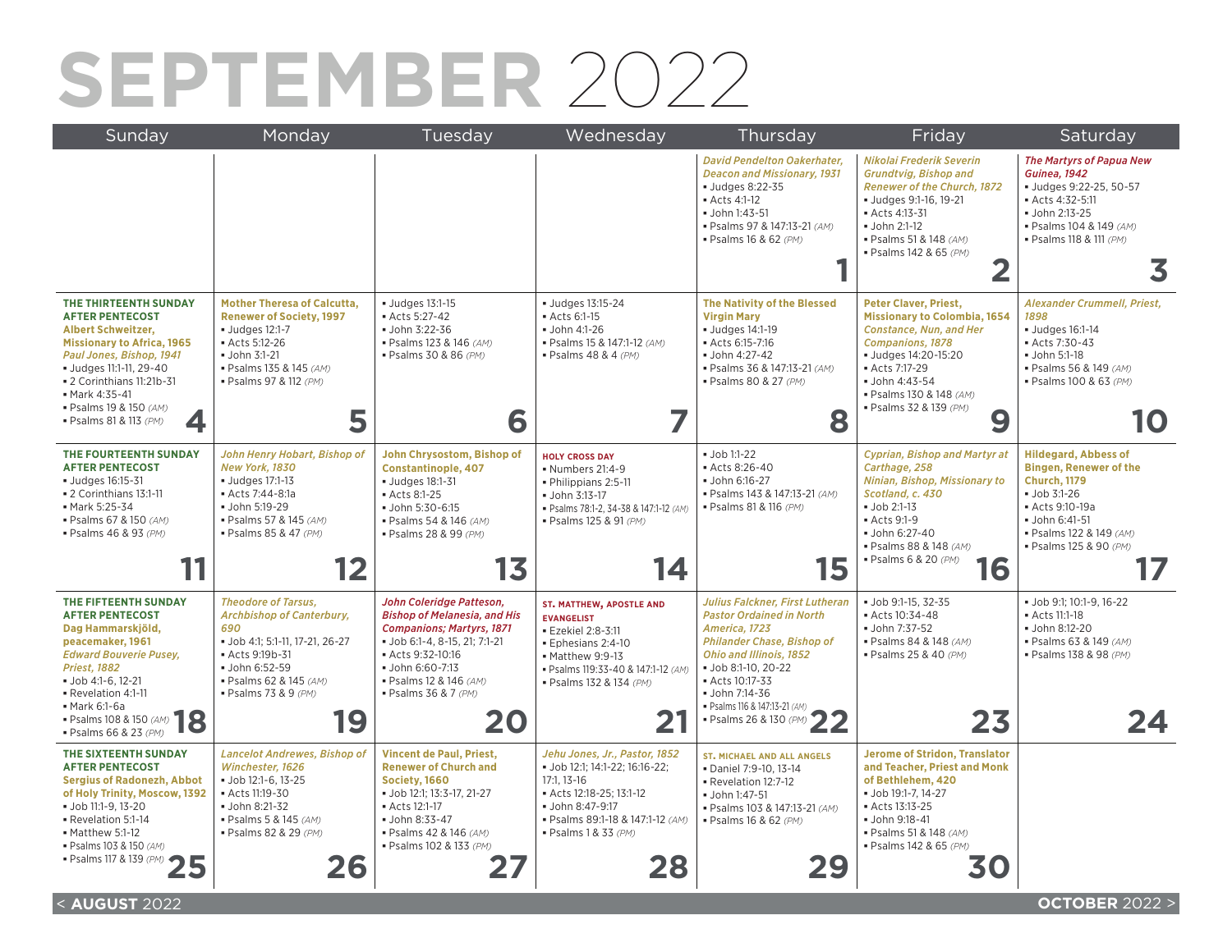# SEPTEMBER 2022

| Sunday | Monday | Tuesday | Wednesday | Thursday | Friday | Saturday |
|---|---|---|---|---|---|---|
| | | | | *David Pendelton Oakerhater, Deacon and Missionary, 1931*<br>▪ Judges 8:22-35<br>▪ Acts 4:1-12<br>▪ John 1:43-51<br>▪ Psalms 97 & 147:13-21 *(AM)*<br>▪ Psalms 16 & 62 *(PM)*<br>**1** | *Nikolai Frederik Severin Grundtvig, Bishop and Renewer of the Church, 1872*<br>▪ Judges 9:1-16, 19-21<br>▪ Acts 4:13-31<br>▪ John 2:1-12<br>▪ Psalms 51 & 148 *(AM)*<br>▪ Psalms 142 & 65 *(PM)*<br>**2** | ***The Martyrs of Papua New Guinea, 1942***<br>▪ Judges 9:22-25, 50-57<br>▪ Acts 4:32-5:11<br>▪ John 2:13-25<br>▪ Psalms 104 & 149 *(AM)*<br>▪ Psalms 118 & 111 *(PM)*<br>**3** |
| **THE THIRTEENTH SUNDAY AFTER PENTECOST**<br>**Albert Schweitzer, Missionary to Africa, 1965**<br>*Paul Jones, Bishop, 1941*<br>▪ Judges 11:1-11, 29-40<br>▪ 2 Corinthians 11:21b-31<br>▪ Mark 4:35-41<br>▪ Psalms 19 & 150 *(AM)*<br>▪ Psalms 81 & 113 *(PM)*<br>**4** | **Mother Theresa of Calcutta, Renewer of Society, 1997**<br>▪ Judges 12:1-7<br>▪ Acts 5:12-26<br>▪ John 3:1-21<br>▪ Psalms 135 & 145 *(AM)*<br>▪ Psalms 97 & 112 *(PM)*<br>**5** | ▪ Judges 13:1-15<br>▪ Acts 5:27-42<br>▪ John 3:22-36<br>▪ Psalms 123 & 146 *(AM)*<br>▪ Psalms 30 & 86 *(PM)*<br>**6** | ▪ Judges 13:15-24<br>▪ Acts 6:1-15<br>▪ John 4:1-26<br>▪ Psalms 15 & 147:1-12 *(AM)*<br>▪ Psalms 48 & 4 *(PM)*<br>**7** | **The Nativity of the Blessed Virgin Mary**<br>▪ Judges 14:1-19<br>▪ Acts 6:15-7:16<br>▪ John 4:27-42<br>▪ Psalms 36 & 147:13-21 *(AM)*<br>▪ Psalms 80 & 27 *(PM)*<br>**8** | **Peter Claver, Priest, Missionary to Colombia, 1654**<br>*Constance, Nun, and Her Companions, 1878*<br>▪ Judges 14:20-15:20<br>▪ Acts 7:17-29<br>▪ John 4:43-54<br>▪ Psalms 130 & 148 *(AM)*<br>▪ Psalms 32 & 139 *(PM)*<br>**9** | *Alexander Crummell, Priest, 1898*<br>▪ Judges 16:1-14<br>▪ Acts 7:30-43<br>▪ John 5:1-18<br>▪ Psalms 56 & 149 *(AM)*<br>▪ Psalms 100 & 63 *(PM)*<br>**10** |
| **THE FOURTEENTH SUNDAY AFTER PENTECOST**<br>▪ Judges 16:15-31<br>▪ 2 Corinthians 13:1-11<br>▪ Mark 5:25-34<br>▪ Psalms 67 & 150 *(AM)*<br>▪ Psalms 46 & 93 *(PM)*<br>**11** | *John Henry Hobart, Bishop of New York, 1830*<br>▪ Judges 17:1-13<br>▪ Acts 7:44-8:1a<br>▪ John 5:19-29<br>▪ Psalms 57 & 145 *(AM)*<br>▪ Psalms 85 & 47 *(PM)*<br>**12** | **John Chrysostom, Bishop of Constantinople, 407**<br>▪ Judges 18:1-31<br>▪ Acts 8:1-25<br>▪ John 5:30-6:15<br>▪ Psalms 54 & 146 *(AM)*<br>▪ Psalms 28 & 99 *(PM)*<br>**13** | **HOLY CROSS DAY**<br>▪ Numbers 21:4-9<br>▪ Philippians 2:5-11<br>▪ John 3:13-17<br>▪ Psalms 78:1-2, 34-38 & 147:1-12 *(AM)*<br>▪ Psalms 125 & 91 *(PM)*<br>**14** | ▪ Job 1:1-22<br>▪ Acts 8:26-40<br>▪ John 6:16-27<br>▪ Psalms 143 & 147:13-21 *(AM)*<br>▪ Psalms 81 & 116 *(PM)*<br>**15** | *Cyprian, Bishop and Martyr at Carthage, 258*<br>*Ninian, Bishop, Missionary to Scotland, c. 430*<br>▪ Job 2:1-13<br>▪ Acts 9:1-9<br>▪ John 6:27-40<br>▪ Psalms 88 & 148 *(AM)*<br>▪ Psalms 6 & 20 *(PM)*<br>**16** | **Hildegard, Abbess of Bingen, Renewer of the Church, 1179**<br>▪ Job 3:1-26<br>▪ Acts 9:10-19a<br>▪ John 6:41-51<br>▪ Psalms 122 & 149 *(AM)*<br>▪ Psalms 125 & 90 *(PM)*<br>**17** |
| **THE FIFTEENTH SUNDAY AFTER PENTECOST**<br>**Dag Hammarskjöld, peacemaker, 1961**<br>*Edward Bouverie Pusey, Priest, 1882*<br>▪ Job 4:1-6, 12-21<br>▪ Revelation 4:1-11<br>▪ Mark 6:1-6a<br>▪ Psalms 108 & 150 *(AM)*<br>▪ Psalms 66 & 23 *(PM)*<br>**18** | *Theodore of Tarsus, Archbishop of Canterbury, 690*<br>▪ Job 4:1; 5:1-11, 17-21, 26-27<br>▪ Acts 9:19b-31<br>▪ John 6:52-59<br>▪ Psalms 62 & 145 *(AM)*<br>▪ Psalms 73 & 9 *(PM)*<br>**19** | ***John Coleridge Patteson, Bishop of Melanesia, and His Companions; Martyrs, 1871***<br>▪ Job 6:1-4, 8-15, 21; 7:1-21<br>▪ Acts 9:32-10:16<br>▪ John 6:60-7:13<br>▪ Psalms 12 & 146 *(AM)*<br>▪ Psalms 36 & 7 *(PM)*<br>**20** | **ST. MATTHEW, APOSTLE AND EVANGELIST**<br>▪ Ezekiel 2:8-3:11<br>▪ Ephesians 2:4-10<br>▪ Matthew 9:9-13<br>▪ Psalms 119:33-40 & 147:1-12 *(AM)*<br>▪ Psalms 132 & 134 *(PM)*<br>**21** | *Julius Falckner, First Lutheran Pastor Ordained in North America, 1723*<br>*Philander Chase, Bishop of Ohio and Illinois, 1852*<br>▪ Job 8:1-10, 20-22<br>▪ Acts 10:17-33<br>▪ John 7:14-36<br>▪ Psalms 116 & 147:13-21 *(AM)*<br>▪ Psalms 26 & 130 *(PM)*<br>**22** | ▪ Job 9:1-15, 32-35<br>▪ Acts 10:34-48<br>▪ John 7:37-52<br>▪ Psalms 84 & 148 *(AM)*<br>▪ Psalms 25 & 40 *(PM)*<br>**23** | ▪ Job 9:1; 10:1-9, 16-22<br>▪ Acts 11:1-18<br>▪ John 8:12-20<br>▪ Psalms 63 & 149 *(AM)*<br>▪ Psalms 138 & 98 *(PM)*<br>**24** |
| **THE SIXTEENTH SUNDAY AFTER PENTECOST**<br>**Sergius of Radonezh, Abbot of Holy Trinity, Moscow, 1392**<br>▪ Job 11:1-9, 13-20<br>▪ Revelation 5:1-14<br>▪ Matthew 5:1-12<br>▪ Psalms 103 & 150 *(AM)*<br>▪ Psalms 117 & 139 *(PM)*<br>**25** | *Lancelot Andrewes, Bishop of Winchester, 1626*<br>▪ Job 12:1-6, 13-25<br>▪ Acts 11:19-30<br>▪ John 8:21-32<br>▪ Psalms 5 & 145 *(AM)*<br>▪ Psalms 82 & 29 *(PM)*<br>**26** | **Vincent de Paul, Priest, Renewer of Church and Society, 1660**<br>▪ Job 12:1; 13:3-17, 21-27<br>▪ Acts 12:1-17<br>▪ John 8:33-47<br>▪ Psalms 42 & 146 *(AM)*<br>▪ Psalms 102 & 133 *(PM)*<br>**27** | *Jehu Jones, Jr., Pastor, 1852*<br>▪ Job 12:1; 14:1-22; 16:16-22; 17:1, 13-16<br>▪ Acts 12:18-25; 13:1-12<br>▪ John 8:47-9:17<br>▪ Psalms 89:1-18 & 147:1-12 *(AM)*<br>▪ Psalms 1 & 33 *(PM)*<br>**28** | **ST. MICHAEL AND ALL ANGELS**<br>▪ Daniel 7:9-10, 13-14<br>▪ Revelation 12:7-12<br>▪ John 1:47-51<br>▪ Psalms 103 & 147:13-21 *(AM)*<br>▪ Psalms 16 & 62 *(PM)*<br>**29** | **Jerome of Stridon, Translator and Teacher, Priest and Monk of Bethlehem, 420**<br>▪ Job 19:1-7, 14-27<br>▪ Acts 13:13-25<br>▪ John 9:18-41<br>▪ Psalms 51 & 148 *(AM)*<br>▪ Psalms 142 & 65 *(PM)*<br>**30** | |

< **AUGUST** 2022 | **OCTOBER** 2022 >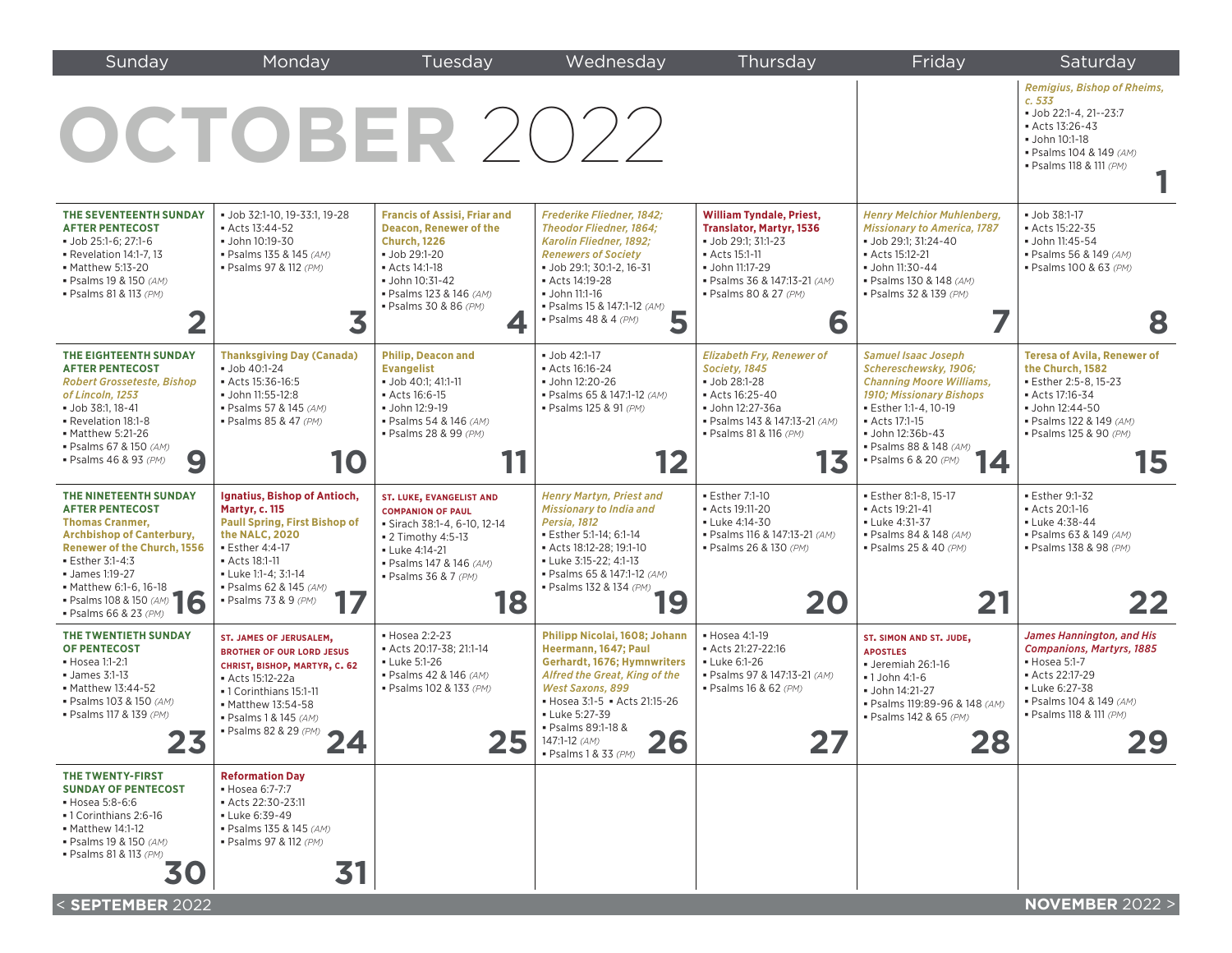# OCTOBER 2022

| Sunday | Monday | Tuesday | Wednesday | Thursday | Friday | Saturday |
|---|---|---|---|---|---|---|
| | | | | | | **1** *Remigius, Bishop of Rheims, c. 533* ▪ Job 22:1-4, 21--23:7 ▪ Acts 13:26-43 ▪ John 10:1-18 ▪ Psalms 104 & 149 *(AM)* ▪ Psalms 118 & 111 *(PM)* |
| **2** **THE SEVENTEENTH SUNDAY AFTER PENTECOST** ▪ Job 25:1-6; 27:1-6 ▪ Revelation 14:1-7, 13 ▪ Matthew 5:13-20 ▪ Psalms 19 & 150 *(AM)* ▪ Psalms 81 & 113 *(PM)* | **3** ▪ Job 32:1-10, 19-33:1, 19-28 ▪ Acts 13:44-52 ▪ John 10:19-30 ▪ Psalms 135 & 145 *(AM)* ▪ Psalms 97 & 112 *(PM)* | **4** **Francis of Assisi, Friar and Deacon, Renewer of the Church, 1226** ▪ Job 29:1-20 ▪ Acts 14:1-18 ▪ John 10:31-42 ▪ Psalms 123 & 146 *(AM)* ▪ Psalms 30 & 86 *(PM)* | **5** *Frederike Fliedner, 1842; Theodor Fliedner, 1864; Karolin Fliedner, 1892; Renewers of Society* ▪ Job 29:1; 30:1-2, 16-31 ▪ Acts 14:19-28 ▪ John 11:1-16 ▪ Psalms 15 & 147:1-12 *(AM)* ▪ Psalms 48 & 4 *(PM)* | **6** **William Tyndale, Priest, Translator, Martyr, 1536** ▪ Job 29:1; 31:1-23 ▪ Acts 15:1-11 ▪ John 11:17-29 ▪ Psalms 36 & 147:13-21 *(AM)* ▪ Psalms 80 & 27 *(PM)* | **7** *Henry Melchior Muhlenberg, Missionary to America, 1787* ▪ Job 29:1; 31:24-40 ▪ Acts 15:12-21 ▪ John 11:30-44 ▪ Psalms 130 & 148 *(AM)* ▪ Psalms 32 & 139 *(PM)* | **8** ▪ Job 38:1-17 ▪ Acts 15:22-35 ▪ John 11:45-54 ▪ Psalms 56 & 149 *(AM)* ▪ Psalms 100 & 63 *(PM)* |
| **9** **THE EIGHTEENTH SUNDAY AFTER PENTECOST** *Robert Grosseteste, Bishop of Lincoln, 1253* ▪ Job 38:1, 18-41 ▪ Revelation 18:1-8 ▪ Matthew 5:21-26 ▪ Psalms 67 & 150 *(AM)* ▪ Psalms 46 & 93 *(PM)* | **10** **Thanksgiving Day (Canada)** ▪ Job 40:1-24 ▪ Acts 15:36-16:5 ▪ John 11:55-12:8 ▪ Psalms 57 & 145 *(AM)* ▪ Psalms 85 & 47 *(PM)* | **11** **Philip, Deacon and Evangelist** ▪ Job 40:1; 41:1-11 ▪ Acts 16:6-15 ▪ John 12:9-19 ▪ Psalms 54 & 146 *(AM)* ▪ Psalms 28 & 99 *(PM)* | **12** ▪ Job 42:1-17 ▪ Acts 16:16-24 ▪ John 12:20-26 ▪ Psalms 65 & 147:1-12 *(AM)* ▪ Psalms 125 & 91 *(PM)* | **13** *Elizabeth Fry, Renewer of Society, 1845* ▪ Job 28:1-28 ▪ Acts 16:25-40 ▪ John 12:27-36a ▪ Psalms 143 & 147:13-21 *(AM)* ▪ Psalms 81 & 116 *(PM)* | **14** *Samuel Isaac Joseph Schereschewsky, 1906; Channing Moore Williams, 1910; Missionary Bishops* ▪ Esther 1:1-4, 10-19 ▪ Acts 17:1-15 ▪ John 12:36b-43 ▪ Psalms 88 & 148 *(AM)* ▪ Psalms 6 & 20 *(PM)* | **15** **Teresa of Avila, Renewer of the Church, 1582** ▪ Esther 2:5-8, 15-23 ▪ Acts 17:16-34 ▪ John 12:44-50 ▪ Psalms 122 & 149 *(AM)* ▪ Psalms 125 & 90 *(PM)* |
| **16** **THE NINETEENTH SUNDAY AFTER PENTECOST** **Thomas Cranmer, Archbishop of Canterbury, Renewer of the Church, 1556** ▪ Esther 3:1-4:3 ▪ James 1:19-27 ▪ Matthew 6:1-6, 16-18 ▪ Psalms 108 & 150 *(AM)* ▪ Psalms 66 & 23 *(PM)* | **17** **Ignatius, Bishop of Antioch, Martyr, c. 115** **Paull Spring, First Bishop of the NALC, 2020** ▪ Esther 4:4-17 ▪ Acts 18:1-11 ▪ Luke 1:1-4; 3:1-14 ▪ Psalms 62 & 145 *(AM)* ▪ Psalms 73 & 9 *(PM)* | **18** **ST. LUKE, EVANGELIST AND COMPANION OF PAUL** ▪ Sirach 38:1-4, 6-10, 12-14 ▪ 2 Timothy 4:5-13 ▪ Luke 4:14-21 ▪ Psalms 147 & 146 *(AM)* ▪ Psalms 36 & 7 *(PM)* | **19** *Henry Martyn, Priest and Missionary to India and Persia, 1812* ▪ Esther 5:1-14; 6:1-14 ▪ Acts 18:12-28; 19:1-10 ▪ Luke 3:15-22; 4:1-13 ▪ Psalms 65 & 147:1-12 *(AM)* ▪ Psalms 132 & 134 *(PM)* | **20** ▪ Esther 7:1-10 ▪ Acts 19:11-20 ▪ Luke 4:14-30 ▪ Psalms 116 & 147:13-21 *(AM)* ▪ Psalms 26 & 130 *(PM)* | **21** ▪ Esther 8:1-8, 15-17 ▪ Acts 19:21-41 ▪ Luke 4:31-37 ▪ Psalms 84 & 148 *(AM)* ▪ Psalms 25 & 40 *(PM)* | **22** ▪ Esther 9:1-32 ▪ Acts 20:1-16 ▪ Luke 4:38-44 ▪ Psalms 63 & 149 *(AM)* ▪ Psalms 138 & 98 *(PM)* |
| **23** **THE TWENTIETH SUNDAY OF PENTECOST** ▪ Hosea 1:1-2:1 ▪ James 3:1-13 ▪ Matthew 13:44-52 ▪ Psalms 103 & 150 *(AM)* ▪ Psalms 117 & 139 *(PM)* | **24** **ST. JAMES OF JERUSALEM, BROTHER OF OUR LORD JESUS CHRIST, BISHOP, MARTYR, C. 62** ▪ Acts 15:12-22a ▪ 1 Corinthians 15:1-11 ▪ Matthew 13:54-58 ▪ Psalms 1 & 145 *(AM)* ▪ Psalms 82 & 29 *(PM)* | **25** ▪ Hosea 2:2-23 ▪ Acts 20:17-38; 21:1-14 ▪ Luke 5:1-26 ▪ Psalms 42 & 146 *(AM)* ▪ Psalms 102 & 133 *(PM)* | **26** **Philipp Nicolai, 1608; Johann Heermann, 1647; Paul Gerhardt, 1676; Hymnwriters** *Alfred the Great, King of the West Saxons, 899* ▪ Hosea 3:1-5 ▪ Acts 21:15-26 ▪ Luke 5:27-39 ▪ Psalms 89:1-18 & 147:1-12 *(AM)* ▪ Psalms 1 & 33 *(PM)* | **27** ▪ Hosea 4:1-19 ▪ Acts 21:27-22:16 ▪ Luke 6:1-26 ▪ Psalms 97 & 147:13-21 *(AM)* ▪ Psalms 16 & 62 *(PM)* | **28** **ST. SIMON AND ST. JUDE, APOSTLES** ▪ Jeremiah 26:1-16 ▪ 1 John 4:1-6 ▪ John 14:21-27 ▪ Psalms 119:89-96 & 148 *(AM)* ▪ Psalms 142 & 65 *(PM)* | **29** *James Hannington, and His Companions, Martyrs, 1885* ▪ Hosea 5:1-7 ▪ Acts 22:17-29 ▪ Luke 6:27-38 ▪ Psalms 104 & 149 *(AM)* ▪ Psalms 118 & 111 *(PM)* |
| **30** **THE TWENTY-FIRST SUNDAY OF PENTECOST** ▪ Hosea 5:8-6:6 ▪ 1 Corinthians 2:6-16 ▪ Matthew 14:1-12 ▪ Psalms 19 & 150 *(AM)* ▪ Psalms 81 & 113 *(PM)* | **31** **Reformation Day** ▪ Hosea 6:7-7:7 ▪ Acts 22:30-23:11 ▪ Luke 6:39-49 ▪ Psalms 135 & 145 *(AM)* ▪ Psalms 97 & 112 *(PM)* | | | | | |

< **SEPTEMBER** 2022 | **NOVEMBER** 2022 >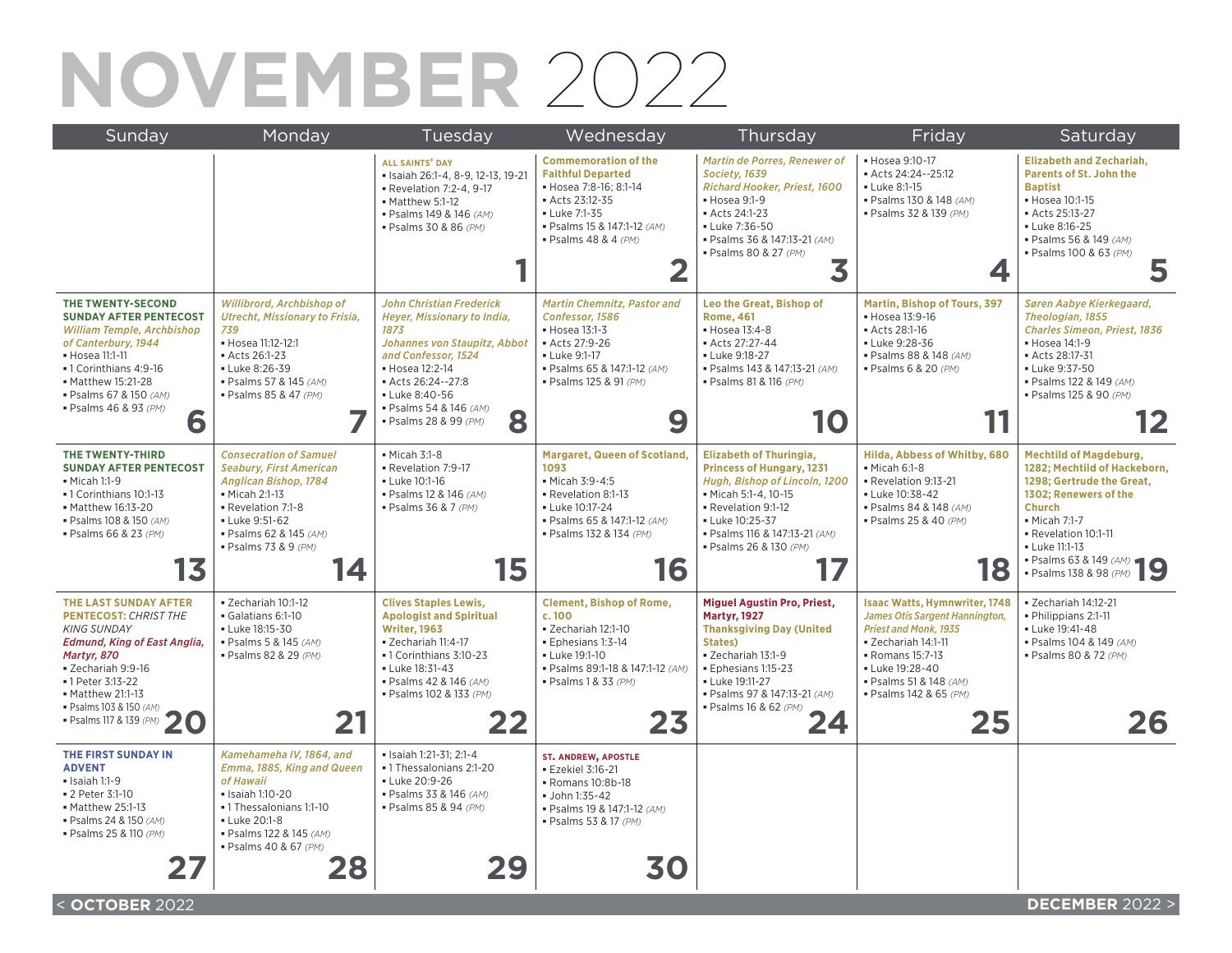# NOVEMBER 2022

| Sunday | Monday | Tuesday | Wednesday | Thursday | Friday | Saturday |
|---|---|---|---|---|---|---|
| | | **ALL SAINTS' DAY**<br>▪ Isaiah 26:1-4, 8-9, 12-13, 19-21<br>▪ Revelation 7:2-4, 9-17<br>▪ Matthew 5:1-12<br>▪ Psalms 149 & 146 *(AM)*<br>▪ Psalms 30 & 86 *(PM)*<br>**1** | **Commemoration of the Faithful Departed**<br>▪ Hosea 7:8-16; 8:1-14<br>▪ Acts 23:12-35<br>▪ Luke 7:1-35<br>▪ Psalms 15 & 147:1-12 *(AM)*<br>▪ Psalms 48 & 4 *(PM)*<br>**2** | ***Martin de Porres, Renewer of Society, 1639***<br>***Richard Hooker, Priest, 1600***<br>▪ Hosea 9:1-9<br>▪ Acts 24:1-23<br>▪ Luke 7:36-50<br>▪ Psalms 36 & 147:13-21 *(AM)*<br>▪ Psalms 80 & 27 *(PM)*<br>**3** | ▪ Hosea 9:10-17<br>▪ Acts 24:24--25:12<br>▪ Luke 8:1-15<br>▪ Psalms 130 & 148 *(AM)*<br>▪ Psalms 32 & 139 *(PM)*<br>**4** | **Elizabeth and Zechariah, Parents of St. John the Baptist**<br>▪ Hosea 10:1-15<br>▪ Acts 25:13-27<br>▪ Luke 8:16-25<br>▪ Psalms 56 & 149 *(AM)*<br>▪ Psalms 100 & 63 *(PM)*<br>**5** |
| **THE TWENTY-SECOND SUNDAY AFTER PENTECOST**<br>***William Temple, Archbishop of Canterbury, 1944***<br>▪ Hosea 11:1-11<br>▪ 1 Corinthians 4:9-16<br>▪ Matthew 15:21-28<br>▪ Psalms 67 & 150 *(AM)*<br>▪ Psalms 46 & 93 *(PM)*<br>**6** | ***Willibrord, Archbishop of Utrecht, Missionary to Frisia, 739***<br>▪ Hosea 11:12-12:1<br>▪ Acts 26:1-23<br>▪ Luke 8:26-39<br>▪ Psalms 57 & 145 *(AM)*<br>▪ Psalms 85 & 47 *(PM)*<br>**7** | ***John Christian Frederick Heyer, Missionary to India, 1873***<br>***Johannes von Staupitz, Abbot and Confessor, 1524***<br>▪ Hosea 12:2-14<br>▪ Acts 26:24--27:8<br>▪ Luke 8:40-56<br>▪ Psalms 54 & 146 *(AM)*<br>▪ Psalms 28 & 99 *(PM)*<br>**8** | ***Martin Chemnitz, Pastor and Confessor, 1586***<br>▪ Hosea 13:1-3<br>▪ Acts 27:9-26<br>▪ Luke 9:1-17<br>▪ Psalms 65 & 147:1-12 *(AM)*<br>▪ Psalms 125 & 91 *(PM)*<br>**9** | **Leo the Great, Bishop of Rome, 461**<br>▪ Hosea 13:4-8<br>▪ Acts 27:27-44<br>▪ Luke 9:18-27<br>▪ Psalms 143 & 147:13-21 *(AM)*<br>▪ Psalms 81 & 116 *(PM)*<br>**10** | **Martin, Bishop of Tours, 397**<br>▪ Hosea 13:9-16<br>▪ Acts 28:1-16<br>▪ Luke 9:28-36<br>▪ Psalms 88 & 148 *(AM)*<br>▪ Psalms 6 & 20 *(PM)*<br>**11** | ***Søren Aabye Kierkegaard, Theologian, 1855***<br>***Charles Simeon, Priest, 1836***<br>▪ Hosea 14:1-9<br>▪ Acts 28:17-31<br>▪ Luke 9:37-50<br>▪ Psalms 122 & 149 *(AM)*<br>▪ Psalms 125 & 90 *(PM)*<br>**12** |
| **THE TWENTY-THIRD SUNDAY AFTER PENTECOST**<br>▪ Micah 1:1-9<br>▪ 1 Corinthians 10:1-13<br>▪ Matthew 16:13-20<br>▪ Psalms 108 & 150 *(AM)*<br>▪ Psalms 66 & 23 *(PM)*<br>**13** | ***Consecration of Samuel Seabury, First American Anglican Bishop, 1784***<br>▪ Micah 2:1-13<br>▪ Revelation 7:1-8<br>▪ Luke 9:51-62<br>▪ Psalms 62 & 145 *(AM)*<br>▪ Psalms 73 & 9 *(PM)*<br>**14** | ▪ Micah 3:1-8<br>▪ Revelation 7:9-17<br>▪ Luke 10:1-16<br>▪ Psalms 12 & 146 *(AM)*<br>▪ Psalms 36 & 7 *(PM)*<br>**15** | **Margaret, Queen of Scotland, 1093**<br>▪ Micah 3:9-4:5<br>▪ Revelation 8:1-13<br>▪ Luke 10:17-24<br>▪ Psalms 65 & 147:1-12 *(AM)*<br>▪ Psalms 132 & 134 *(PM)*<br>**16** | **Elizabeth of Thuringia, Princess of Hungary, 1231**<br>***Hugh, Bishop of Lincoln, 1200***<br>▪ Micah 5:1-4, 10-15<br>▪ Revelation 9:1-12<br>▪ Luke 10:25-37<br>▪ Psalms 116 & 147:13-21 *(AM)*<br>▪ Psalms 26 & 130 *(PM)*<br>**17** | **Hilda, Abbess of Whitby, 680**<br>▪ Micah 6:1-8<br>▪ Revelation 9:13-21<br>▪ Luke 10:38-42<br>▪ Psalms 84 & 148 *(AM)*<br>▪ Psalms 25 & 40 *(PM)*<br>**18** | **Mechtild of Magdeburg, 1282; Mechtild of Hackeborn, 1298; Gertrude the Great, 1302; Renewers of the Church**<br>▪ Micah 7:1-7<br>▪ Revelation 10:1-11<br>▪ Luke 11:1-13<br>▪ Psalms 63 & 149 *(AM)*<br>▪ Psalms 138 & 98 *(PM)*<br>**19** |
| **THE LAST SUNDAY AFTER PENTECOST: *CHRIST THE KING SUNDAY***<br>***Edmund, King of East Anglia, Martyr, 870***<br>▪ Zechariah 9:9-16<br>▪ 1 Peter 3:13-22<br>▪ Matthew 21:1-13<br>▪ Psalms 103 & 150 *(AM)*<br>▪ Psalms 117 & 139 *(PM)*<br>**20** | ▪ Zechariah 10:1-12<br>▪ Galatians 6:1-10<br>▪ Luke 18:15-30<br>▪ Psalms 5 & 145 *(AM)*<br>▪ Psalms 82 & 29 *(PM)*<br>**21** | **Clives Staples Lewis, Apologist and Spiritual Writer, 1963**<br>▪ Zechariah 11:4-17<br>▪ 1 Corinthians 3:10-23<br>▪ Luke 18:31-43<br>▪ Psalms 42 & 146 *(AM)*<br>▪ Psalms 102 & 133 *(PM)*<br>**22** | **Clement, Bishop of Rome, c. 100**<br>▪ Zechariah 12:1-10<br>▪ Ephesians 1:3-14<br>▪ Luke 19:1-10<br>▪ Psalms 89:1-18 & 147:1-12 *(AM)*<br>▪ Psalms 1 & 33 *(PM)*<br>**23** | **Miguel Agustin Pro, Priest, Martyr, 1927**<br>**Thanksgiving Day (United States)**<br>▪ Zechariah 13:1-9<br>▪ Ephesians 1:15-23<br>▪ Luke 19:11-27<br>▪ Psalms 97 & 147:13-21 *(AM)*<br>▪ Psalms 16 & 62 *(PM)*<br>**24** | **Isaac Watts, Hymnwriter, 1748**<br>***James Otis Sargent Hannington, Priest and Monk, 1935***<br>▪ Zechariah 14:1-11<br>▪ Romans 15:7-13<br>▪ Luke 19:28-40<br>▪ Psalms 51 & 148 *(AM)*<br>▪ Psalms 142 & 65 *(PM)*<br>**25** | ▪ Zechariah 14:12-21<br>▪ Philippians 2:1-11<br>▪ Luke 19:41-48<br>▪ Psalms 104 & 149 *(AM)*<br>▪ Psalms 80 & 72 *(PM)*<br>**26** |
| **THE FIRST SUNDAY IN ADVENT**<br>▪ Isaiah 1:1-9<br>▪ 2 Peter 3:1-10<br>▪ Matthew 25:1-13<br>▪ Psalms 24 & 150 *(AM)*<br>▪ Psalms 25 & 110 *(PM)*<br>**27** | ***Kamehameha IV, 1864, and Emma, 1885, King and Queen of Hawaii***<br>▪ Isaiah 1:10-20<br>▪ 1 Thessalonians 1:1-10<br>▪ Luke 20:1-8<br>▪ Psalms 122 & 145 *(AM)*<br>▪ Psalms 40 & 67 *(PM)*<br>**28** | ▪ Isaiah 1:21-31; 2:1-4<br>▪ 1 Thessalonians 2:1-20<br>▪ Luke 20:9-26<br>▪ Psalms 33 & 146 *(AM)*<br>▪ Psalms 85 & 94 *(PM)*<br>**29** | **ST. ANDREW, APOSTLE**<br>▪ Ezekiel 3:16-21<br>▪ Romans 10:8b-18<br>▪ John 1:35-42<br>▪ Psalms 19 & 147:1-12 *(AM)*<br>▪ Psalms 53 & 17 *(PM)*<br>**30** | | | |

< **OCTOBER** 2022 | **DECEMBER** 2022 >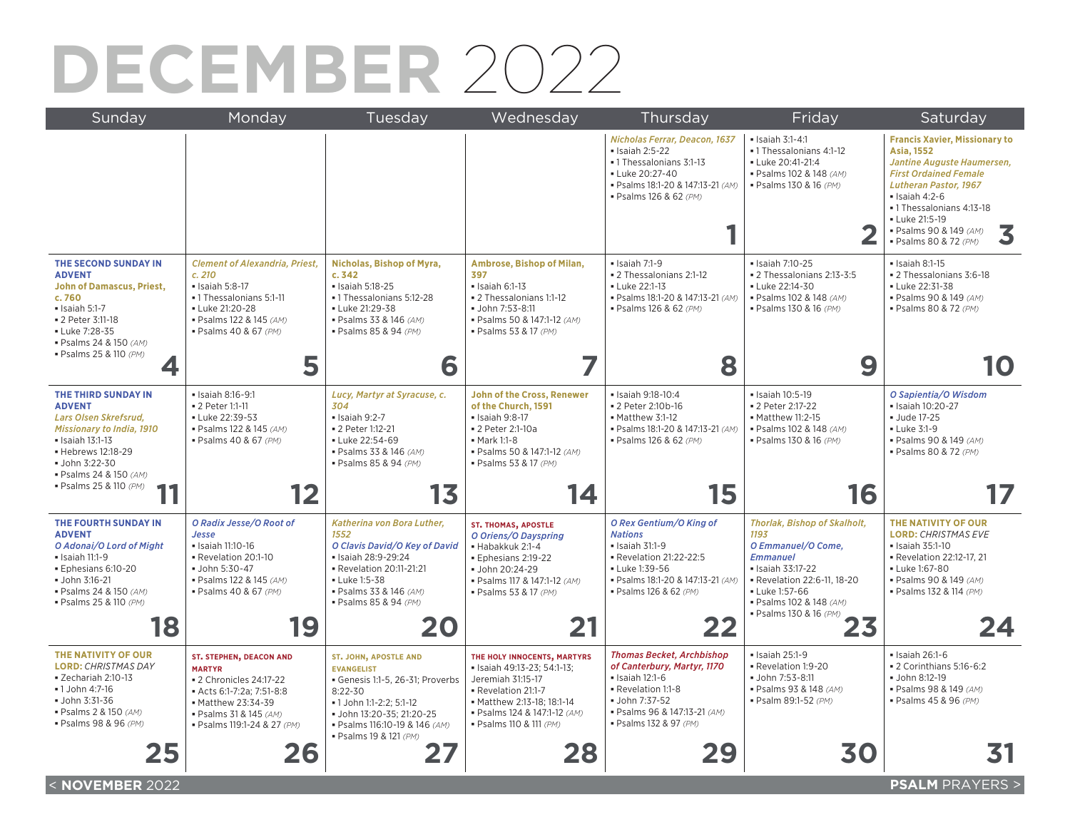# DECEMBER 2022

| Sunday | Monday | Tuesday | Wednesday | Thursday | Friday | Saturday |
|---|---|---|---|---|---|---|
| | | | | **1** *Nicholas Ferrar, Deacon, 1637* ▪ Isaiah 2:5-22 ▪ 1 Thessalonians 3:1-13 ▪ Luke 20:27-40 ▪ Psalms 18:1-20 & 147:13-21 *(AM)* ▪ Psalms 126 & 62 *(PM)* | **2** ▪ Isaiah 3:1-4:1 ▪ 1 Thessalonians 4:1-12 ▪ Luke 20:41-21:4 ▪ Psalms 102 & 148 *(AM)* ▪ Psalms 130 & 16 *(PM)* | **3** **Francis Xavier, Missionary to Asia, 1552** *Jantine Auguste Haumersen, First Ordained Female Lutheran Pastor, 1967* ▪ Isaiah 4:2-6 ▪ 1 Thessalonians 4:13-18 ▪ Luke 21:5-19 ▪ Psalms 90 & 149 *(AM)* ▪ Psalms 80 & 72 *(PM)* |
| **4** **THE SECOND SUNDAY IN ADVENT** **John of Damascus, Priest, c. 760** ▪ Isaiah 5:1-7 ▪ 2 Peter 3:11-18 ▪ Luke 7:28-35 ▪ Psalms 24 & 150 *(AM)* ▪ Psalms 25 & 110 *(PM)* | **5** *Clement of Alexandria, Priest, c. 210* ▪ Isaiah 5:8-17 ▪ 1 Thessalonians 5:1-11 ▪ Luke 21:20-28 ▪ Psalms 122 & 145 *(AM)* ▪ Psalms 40 & 67 *(PM)* | **6** **Nicholas, Bishop of Myra, c. 342** ▪ Isaiah 5:18-25 ▪ 1 Thessalonians 5:12-28 ▪ Luke 21:29-38 ▪ Psalms 33 & 146 *(AM)* ▪ Psalms 85 & 94 *(PM)* | **7** **Ambrose, Bishop of Milan, 397** ▪ Isaiah 6:1-13 ▪ 2 Thessalonians 1:1-12 ▪ John 7:53-8:11 ▪ Psalms 50 & 147:1-12 *(AM)* ▪ Psalms 53 & 17 *(PM)* | **8** ▪ Isaiah 7:1-9 ▪ 2 Thessalonians 2:1-12 ▪ Luke 22:1-13 ▪ Psalms 18:1-20 & 147:13-21 *(AM)* ▪ Psalms 126 & 62 *(PM)* | **9** ▪ Isaiah 7:10-25 ▪ 2 Thessalonians 2:13-3:5 ▪ Luke 22:14-30 ▪ Psalms 102 & 148 *(AM)* ▪ Psalms 130 & 16 *(PM)* | **10** ▪ Isaiah 8:1-15 ▪ 2 Thessalonians 3:6-18 ▪ Luke 22:31-38 ▪ Psalms 90 & 149 *(AM)* ▪ Psalms 80 & 72 *(PM)* |
| **11** **THE THIRD SUNDAY IN ADVENT** *Lars Olsen Skrefsrud, Missionary to India, 1910* ▪ Isaiah 13:1-13 ▪ Hebrews 12:18-29 ▪ John 3:22-30 ▪ Psalms 24 & 150 *(AM)* ▪ Psalms 25 & 110 *(PM)* | **12** ▪ Isaiah 8:16-9:1 ▪ 2 Peter 1:1-11 ▪ Luke 22:39-53 ▪ Psalms 122 & 145 *(AM)* ▪ Psalms 40 & 67 *(PM)* | **13** *Lucy, Martyr at Syracuse, c. 304* ▪ Isaiah 9:2-7 ▪ 2 Peter 1:12-21 ▪ Luke 22:54-69 ▪ Psalms 33 & 146 *(AM)* ▪ Psalms 85 & 94 *(PM)* | **14** **John of the Cross, Renewer of the Church, 1591** ▪ Isaiah 9:8-17 ▪ 2 Peter 2:1-10a ▪ Mark 1:1-8 ▪ Psalms 50 & 147:1-12 *(AM)* ▪ Psalms 53 & 17 *(PM)* | **15** ▪ Isaiah 9:18-10:4 ▪ 2 Peter 2:10b-16 ▪ Matthew 3:1-12 ▪ Psalms 18:1-20 & 147:13-21 *(AM)* ▪ Psalms 126 & 62 *(PM)* | **16** ▪ Isaiah 10:5-19 ▪ 2 Peter 2:17-22 ▪ Matthew 11:2-15 ▪ Psalms 102 & 148 *(AM)* ▪ Psalms 130 & 16 *(PM)* | **17** *O Sapientia/O Wisdom* ▪ Isaiah 10:20-27 ▪ Jude 17-25 ▪ Luke 3:1-9 ▪ Psalms 90 & 149 *(AM)* ▪ Psalms 80 & 72 *(PM)* |
| **18** **THE FOURTH SUNDAY IN ADVENT** *O Adonai/O Lord of Might* ▪ Isaiah 11:1-9 ▪ Ephesians 6:10-20 ▪ John 3:16-21 ▪ Psalms 24 & 150 *(AM)* ▪ Psalms 25 & 110 *(PM)* | **19** *O Radix Jesse/O Root of Jesse* ▪ Isaiah 11:10-16 ▪ Revelation 20:1-10 ▪ John 5:30-47 ▪ Psalms 122 & 145 *(AM)* ▪ Psalms 40 & 67 *(PM)* | **20** *Katherina von Bora Luther, 1552* *O Clavis David/O Key of David* ▪ Isaiah 28:9-29:24 ▪ Revelation 20:11-21:21 ▪ Luke 1:5-38 ▪ Psalms 33 & 146 *(AM)* ▪ Psalms 85 & 94 *(PM)* | **21** **ST. THOMAS, APOSTLE** *O Oriens/O Dayspring* ▪ Habakkuk 2:1-4 ▪ Ephesians 2:19-22 ▪ John 20:24-29 ▪ Psalms 117 & 147:1-12 *(AM)* ▪ Psalms 53 & 17 *(PM)* | **22** *O Rex Gentium/O King of Nations* ▪ Isaiah 31:1-9 ▪ Revelation 21:22-22:5 ▪ Luke 1:39-56 ▪ Psalms 18:1-20 & 147:13-21 *(AM)* ▪ Psalms 126 & 62 *(PM)* | **23** *Thorlak, Bishop of Skalholt, 1193* *O Emmanuel/O Come, Emmanuel* ▪ Isaiah 33:17-22 ▪ Revelation 22:6-11, 18-20 ▪ Luke 1:57-66 ▪ Psalms 102 & 148 *(AM)* ▪ Psalms 130 & 16 *(PM)* | **24** **THE NATIVITY OF OUR LORD:** *CHRISTMAS EVE* ▪ Isaiah 35:1-10 ▪ Revelation 22:12-17, 21 ▪ Luke 1:67-80 ▪ Psalms 90 & 149 *(AM)* ▪ Psalms 132 & 114 *(PM)* |
| **25** **THE NATIVITY OF OUR LORD:** *CHRISTMAS DAY* ▪ Zechariah 2:10-13 ▪ 1 John 4:7-16 ▪ John 3:31-36 ▪ Psalms 2 & 150 *(AM)* ▪ Psalms 98 & 96 *(PM)* | **26** **ST. STEPHEN, DEACON AND MARTYR** ▪ 2 Chronicles 24:17-22 ▪ Acts 6:1-7:2a; 7:51-8:8 ▪ Matthew 23:34-39 ▪ Psalms 31 & 145 *(AM)* ▪ Psalms 119:1-24 & 27 *(PM)* | **27** **ST. JOHN, APOSTLE AND EVANGELIST** ▪ Genesis 1:1-5, 26-31; Proverbs 8:22-30 ▪ 1 John 1:1-2:2; 5:1-12 ▪ John 13:20-35; 21:20-25 ▪ Psalms 116:10-19 & 146 *(AM)* ▪ Psalms 19 & 121 *(PM)* | **28** **THE HOLY INNOCENTS, MARTYRS** ▪ Isaiah 49:13-23; 54:1-13; Jeremiah 31:15-17 ▪ Revelation 21:1-7 ▪ Matthew 2:13-18; 18:1-14 ▪ Psalms 124 & 147:1-12 *(AM)* ▪ Psalms 110 & 111 *(PM)* | **29** *Thomas Becket, Archbishop of Canterbury, Martyr, 1170* ▪ Isaiah 12:1-6 ▪ Revelation 1:1-8 ▪ John 7:37-52 ▪ Psalms 96 & 147:13-21 *(AM)* ▪ Psalms 132 & 97 *(PM)* | **30** ▪ Isaiah 25:1-9 ▪ Revelation 1:9-20 ▪ John 7:53-8:11 ▪ Psalms 93 & 148 *(AM)* ▪ Psalm 89:1-52 *(PM)* | **31** ▪ Isaiah 26:1-6 ▪ 2 Corinthians 5:16-6:2 ▪ John 8:12-19 ▪ Psalms 98 & 149 *(AM)* ▪ Psalms 45 & 96 *(PM)* |

< **NOVEMBER** 2022 **PSALM** PRAYERS >